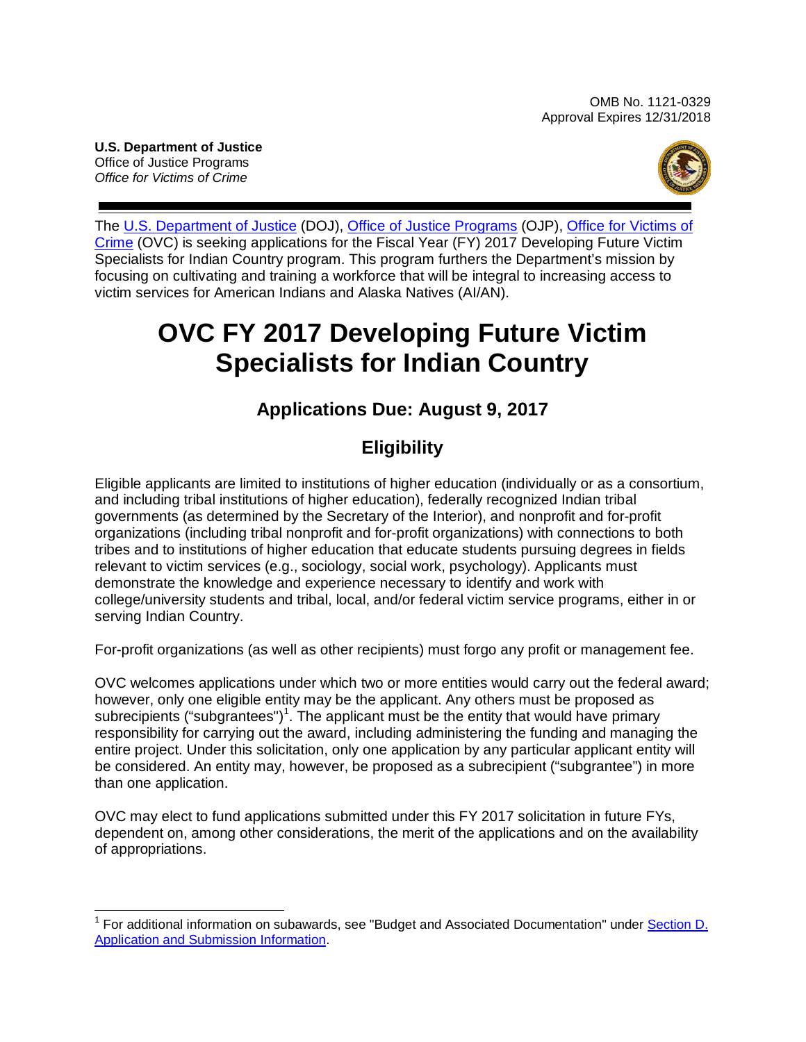OMB No. 1121-0329
Approval Expires 12/31/2018

**U.S. Department of Justice**
Office of Justice Programs
*Office for Victims of Crime*

The U.S. Department of Justice (DOJ), Office of Justice Programs (OJP), Office for Victims of Crime (OVC) is seeking applications for the Fiscal Year (FY) 2017 Developing Future Victim Specialists for Indian Country program. This program furthers the Department's mission by focusing on cultivating and training a workforce that will be integral to increasing access to victim services for American Indians and Alaska Natives (AI/AN).

# OVC FY 2017 Developing Future Victim Specialists for Indian Country

## Applications Due: August 9, 2017

## Eligibility

Eligible applicants are limited to institutions of higher education (individually or as a consortium, and including tribal institutions of higher education), federally recognized Indian tribal governments (as determined by the Secretary of the Interior), and nonprofit and for-profit organizations (including tribal nonprofit and for-profit organizations) with connections to both tribes and to institutions of higher education that educate students pursuing degrees in fields relevant to victim services (e.g., sociology, social work, psychology). Applicants must demonstrate the knowledge and experience necessary to identify and work with college/university students and tribal, local, and/or federal victim service programs, either in or serving Indian Country.

For-profit organizations (as well as other recipients) must forgo any profit or management fee.

OVC welcomes applications under which two or more entities would carry out the federal award; however, only one eligible entity may be the applicant. Any others must be proposed as subrecipients ("subgrantees")[1]. The applicant must be the entity that would have primary responsibility for carrying out the award, including administering the funding and managing the entire project. Under this solicitation, only one application by any particular applicant entity will be considered. An entity may, however, be proposed as a subrecipient ("subgrantee") in more than one application.

OVC may elect to fund applications submitted under this FY 2017 solicitation in future FYs, dependent on, among other considerations, the merit of the applications and on the availability of appropriations.

---

[1] For additional information on subawards, see "Budget and Associated Documentation" under Section D. Application and Submission Information.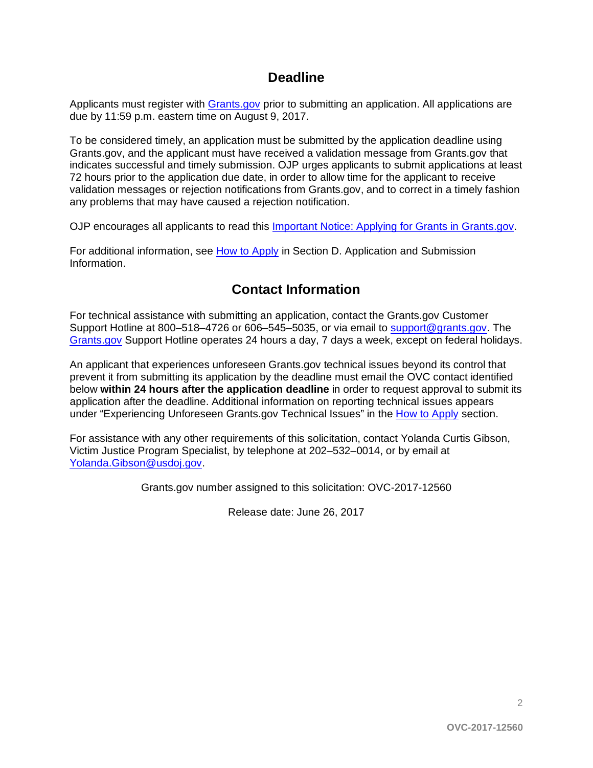## Deadline

Applicants must register with Grants.gov prior to submitting an application. All applications are due by 11:59 p.m. eastern time on August 9, 2017.

To be considered timely, an application must be submitted by the application deadline using Grants.gov, and the applicant must have received a validation message from Grants.gov that indicates successful and timely submission. OJP urges applicants to submit applications at least 72 hours prior to the application due date, in order to allow time for the applicant to receive validation messages or rejection notifications from Grants.gov, and to correct in a timely fashion any problems that may have caused a rejection notification.

OJP encourages all applicants to read this Important Notice: Applying for Grants in Grants.gov.

For additional information, see How to Apply in Section D. Application and Submission Information.

## Contact Information

For technical assistance with submitting an application, contact the Grants.gov Customer Support Hotline at 800–518–4726 or 606–545–5035, or via email to support@grants.gov. The Grants.gov Support Hotline operates 24 hours a day, 7 days a week, except on federal holidays.

An applicant that experiences unforeseen Grants.gov technical issues beyond its control that prevent it from submitting its application by the deadline must email the OVC contact identified below **within 24 hours after the application deadline** in order to request approval to submit its application after the deadline. Additional information on reporting technical issues appears under "Experiencing Unforeseen Grants.gov Technical Issues" in the How to Apply section.

For assistance with any other requirements of this solicitation, contact Yolanda Curtis Gibson, Victim Justice Program Specialist, by telephone at 202–532–0014, or by email at Yolanda.Gibson@usdoj.gov.

Grants.gov number assigned to this solicitation: OVC-2017-12560

Release date: June 26, 2017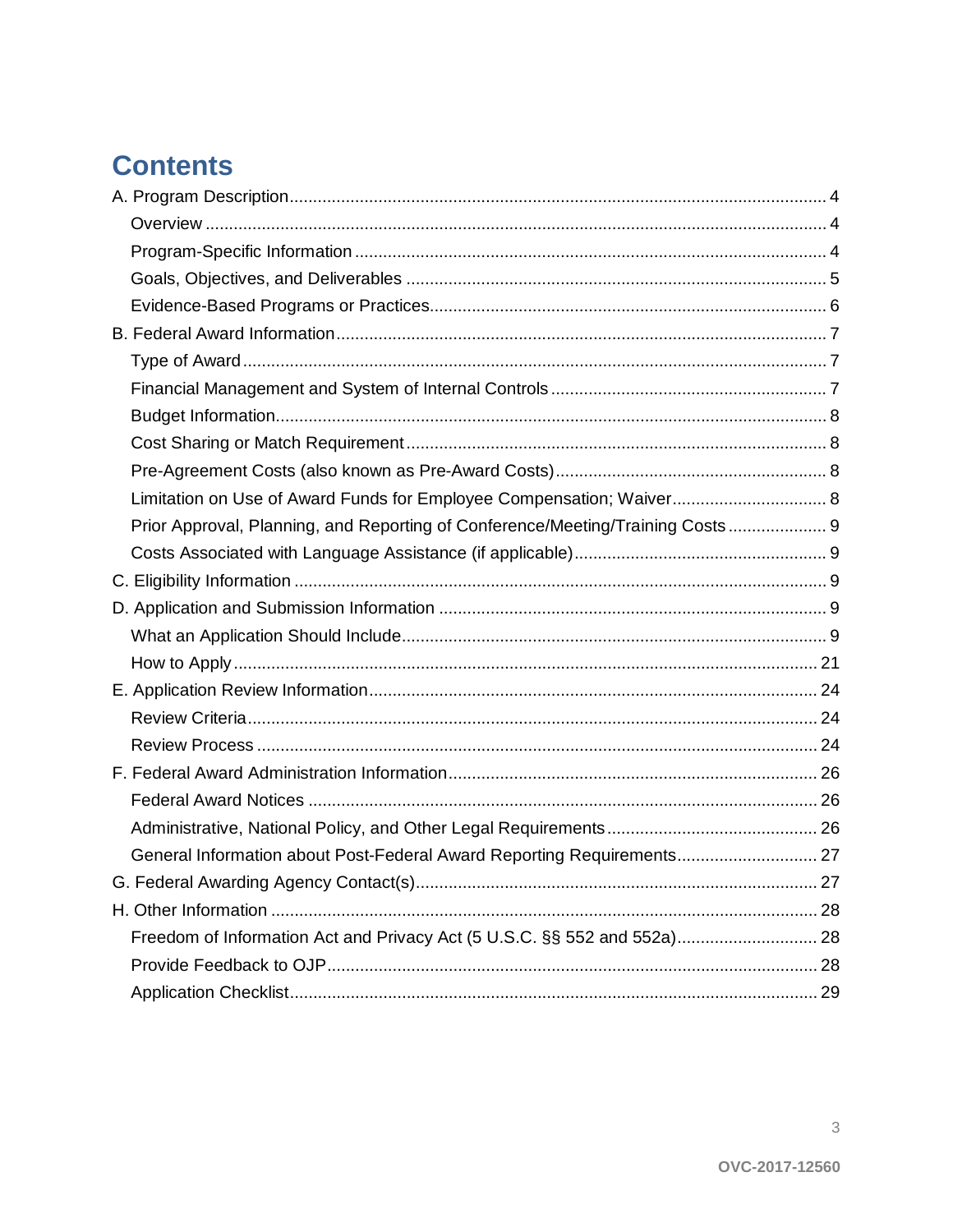# Contents

A. Program Description ........................................................................ 4
- Overview ........................................................................ 4
- Program-Specific Information ........................................................................ 4
- Goals, Objectives, and Deliverables ........................................................................ 5
- Evidence-Based Programs or Practices ........................................................................ 6

B. Federal Award Information ........................................................................ 7
- Type of Award ........................................................................ 7
- Financial Management and System of Internal Controls ........................................................................ 7
- Budget Information ........................................................................ 8
- Cost Sharing or Match Requirement ........................................................................ 8
- Pre-Agreement Costs (also known as Pre-Award Costs) ........................................................................ 8
- Limitation on Use of Award Funds for Employee Compensation; Waiver ........................................................................ 8
- Prior Approval, Planning, and Reporting of Conference/Meeting/Training Costs ........................................................................ 9
- Costs Associated with Language Assistance (if applicable) ........................................................................ 9

C. Eligibility Information ........................................................................ 9

D. Application and Submission Information ........................................................................ 9
- What an Application Should Include ........................................................................ 9
- How to Apply ........................................................................ 21

E. Application Review Information ........................................................................ 24
- Review Criteria ........................................................................ 24
- Review Process ........................................................................ 24

F. Federal Award Administration Information ........................................................................ 26
- Federal Award Notices ........................................................................ 26
- Administrative, National Policy, and Other Legal Requirements ........................................................................ 26
- General Information about Post-Federal Award Reporting Requirements ........................................................................ 27

G. Federal Awarding Agency Contact(s) ........................................................................ 27

H. Other Information ........................................................................ 28
- Freedom of Information Act and Privacy Act (5 U.S.C. §§ 552 and 552a) ........................................................................ 28
- Provide Feedback to OJP ........................................................................ 28
- Application Checklist ........................................................................ 29

OVC-2017-12560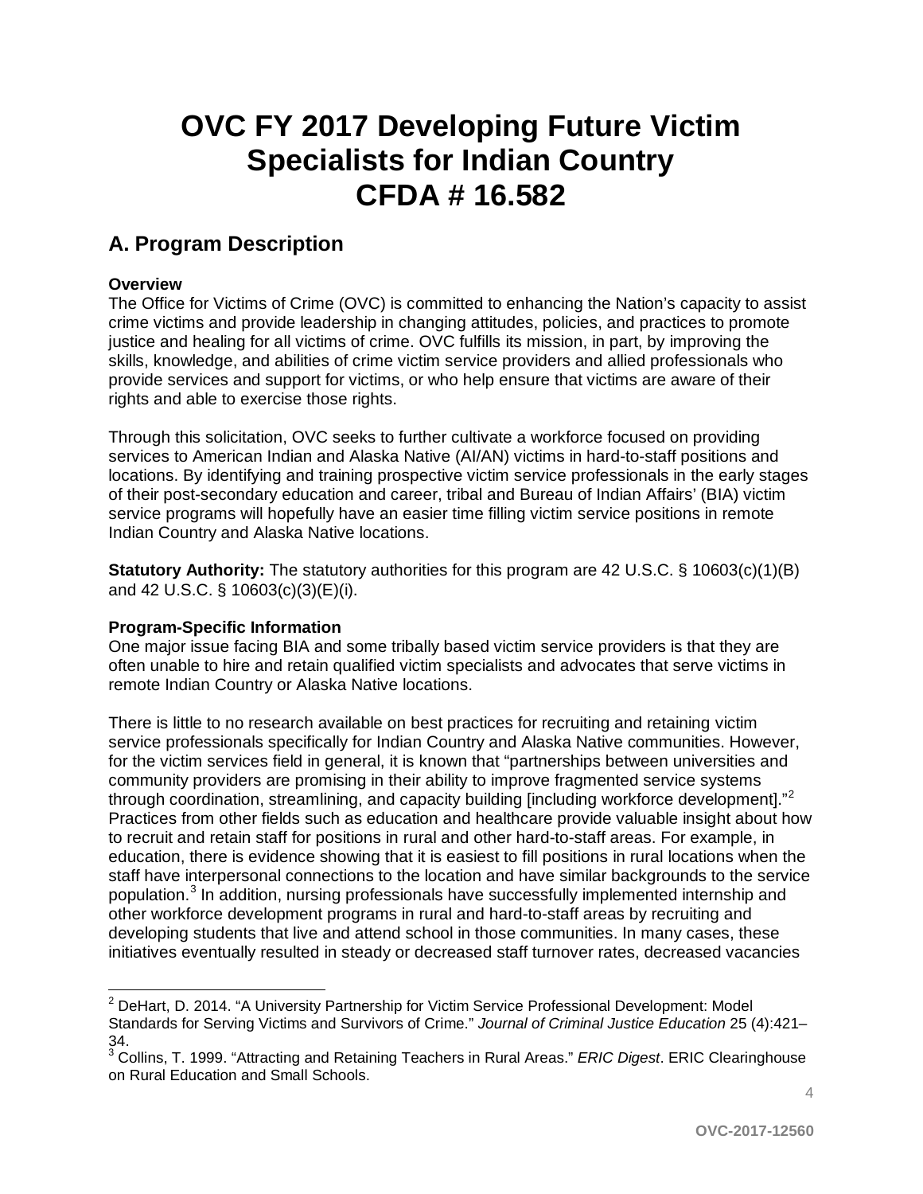# OVC FY 2017 Developing Future Victim Specialists for Indian Country CFDA # 16.582

## A. Program Description

**Overview**

The Office for Victims of Crime (OVC) is committed to enhancing the Nation's capacity to assist crime victims and provide leadership in changing attitudes, policies, and practices to promote justice and healing for all victims of crime. OVC fulfills its mission, in part, by improving the skills, knowledge, and abilities of crime victim service providers and allied professionals who provide services and support for victims, or who help ensure that victims are aware of their rights and able to exercise those rights.

Through this solicitation, OVC seeks to further cultivate a workforce focused on providing services to American Indian and Alaska Native (AI/AN) victims in hard-to-staff positions and locations. By identifying and training prospective victim service professionals in the early stages of their post-secondary education and career, tribal and Bureau of Indian Affairs' (BIA) victim service programs will hopefully have an easier time filling victim service positions in remote Indian Country and Alaska Native locations.

**Statutory Authority:** The statutory authorities for this program are 42 U.S.C. § 10603(c)(1)(B) and 42 U.S.C. § 10603(c)(3)(E)(i).

**Program-Specific Information**

One major issue facing BIA and some tribally based victim service providers is that they are often unable to hire and retain qualified victim specialists and advocates that serve victims in remote Indian Country or Alaska Native locations.

There is little to no research available on best practices for recruiting and retaining victim service professionals specifically for Indian Country and Alaska Native communities. However, for the victim services field in general, it is known that "partnerships between universities and community providers are promising in their ability to improve fragmented service systems through coordination, streamlining, and capacity building [including workforce development]."[2] Practices from other fields such as education and healthcare provide valuable insight about how to recruit and retain staff for positions in rural and other hard-to-staff areas. For example, in education, there is evidence showing that it is easiest to fill positions in rural locations when the staff have interpersonal connections to the location and have similar backgrounds to the service population.[3] In addition, nursing professionals have successfully implemented internship and other workforce development programs in rural and hard-to-staff areas by recruiting and developing students that live and attend school in those communities. In many cases, these initiatives eventually resulted in steady or decreased staff turnover rates, decreased vacancies

---

[2] DeHart, D. 2014. "A University Partnership for Victim Service Professional Development: Model Standards for Serving Victims and Survivors of Crime." *Journal of Criminal Justice Education* 25 (4):421–34.

[3] Collins, T. 1999. "Attracting and Retaining Teachers in Rural Areas." *ERIC Digest*. ERIC Clearinghouse on Rural Education and Small Schools.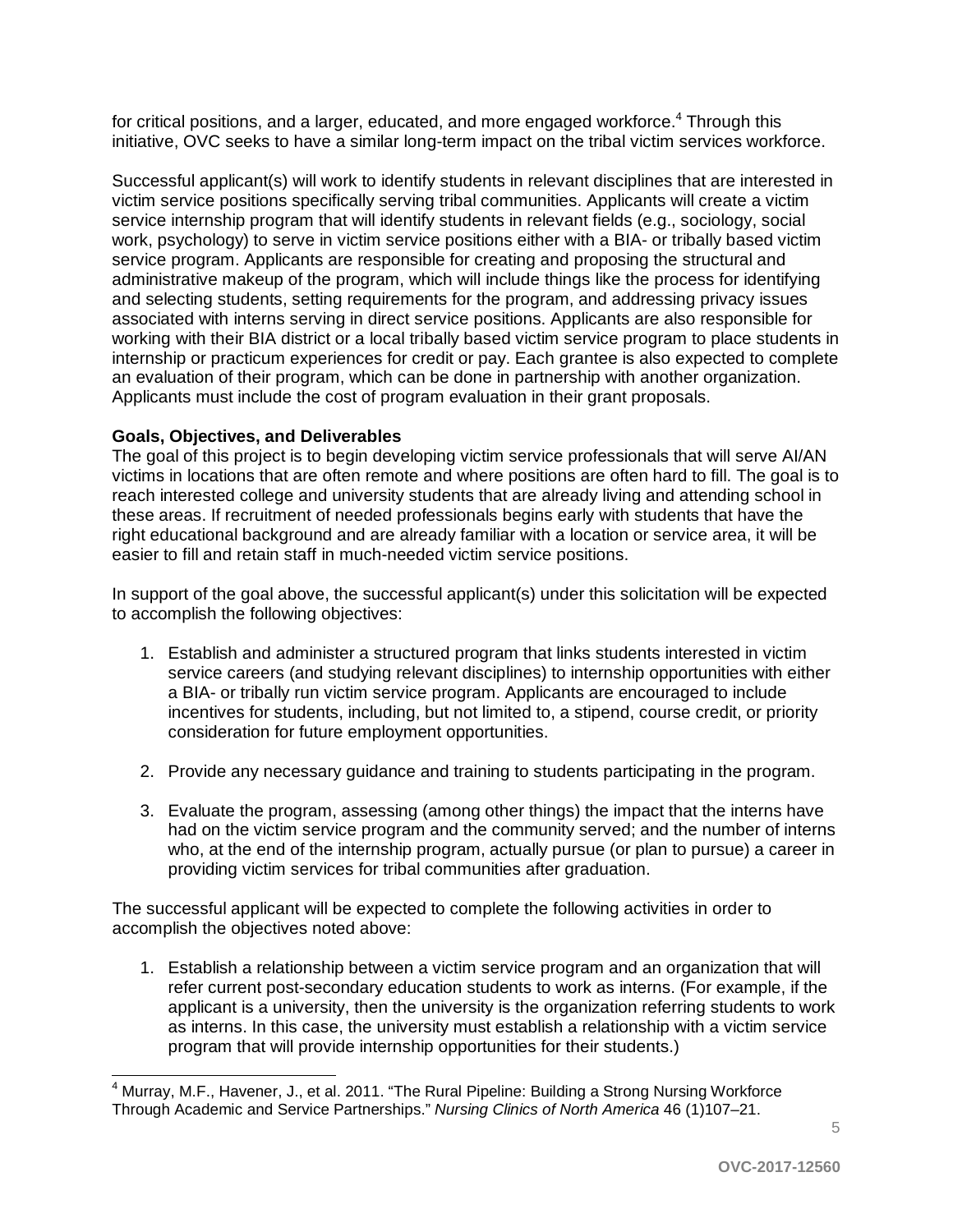for critical positions, and a larger, educated, and more engaged workforce.[4] Through this initiative, OVC seeks to have a similar long-term impact on the tribal victim services workforce.

Successful applicant(s) will work to identify students in relevant disciplines that are interested in victim service positions specifically serving tribal communities. Applicants will create a victim service internship program that will identify students in relevant fields (e.g., sociology, social work, psychology) to serve in victim service positions either with a BIA- or tribally based victim service program. Applicants are responsible for creating and proposing the structural and administrative makeup of the program, which will include things like the process for identifying and selecting students, setting requirements for the program, and addressing privacy issues associated with interns serving in direct service positions. Applicants are also responsible for working with their BIA district or a local tribally based victim service program to place students in internship or practicum experiences for credit or pay. Each grantee is also expected to complete an evaluation of their program, which can be done in partnership with another organization. Applicants must include the cost of program evaluation in their grant proposals.

**Goals, Objectives, and Deliverables**

The goal of this project is to begin developing victim service professionals that will serve AI/AN victims in locations that are often remote and where positions are often hard to fill. The goal is to reach interested college and university students that are already living and attending school in these areas. If recruitment of needed professionals begins early with students that have the right educational background and are already familiar with a location or service area, it will be easier to fill and retain staff in much-needed victim service positions.

In support of the goal above, the successful applicant(s) under this solicitation will be expected to accomplish the following objectives:

1. Establish and administer a structured program that links students interested in victim service careers (and studying relevant disciplines) to internship opportunities with either a BIA- or tribally run victim service program. Applicants are encouraged to include incentives for students, including, but not limited to, a stipend, course credit, or priority consideration for future employment opportunities.

2. Provide any necessary guidance and training to students participating in the program.

3. Evaluate the program, assessing (among other things) the impact that the interns have had on the victim service program and the community served; and the number of interns who, at the end of the internship program, actually pursue (or plan to pursue) a career in providing victim services for tribal communities after graduation.

The successful applicant will be expected to complete the following activities in order to accomplish the objectives noted above:

1. Establish a relationship between a victim service program and an organization that will refer current post-secondary education students to work as interns. (For example, if the applicant is a university, then the university is the organization referring students to work as interns. In this case, the university must establish a relationship with a victim service program that will provide internship opportunities for their students.)

---

[4] Murray, M.F., Havener, J., et al. 2011. "The Rural Pipeline: Building a Strong Nursing Workforce Through Academic and Service Partnerships." *Nursing Clinics of North America* 46 (1)107–21.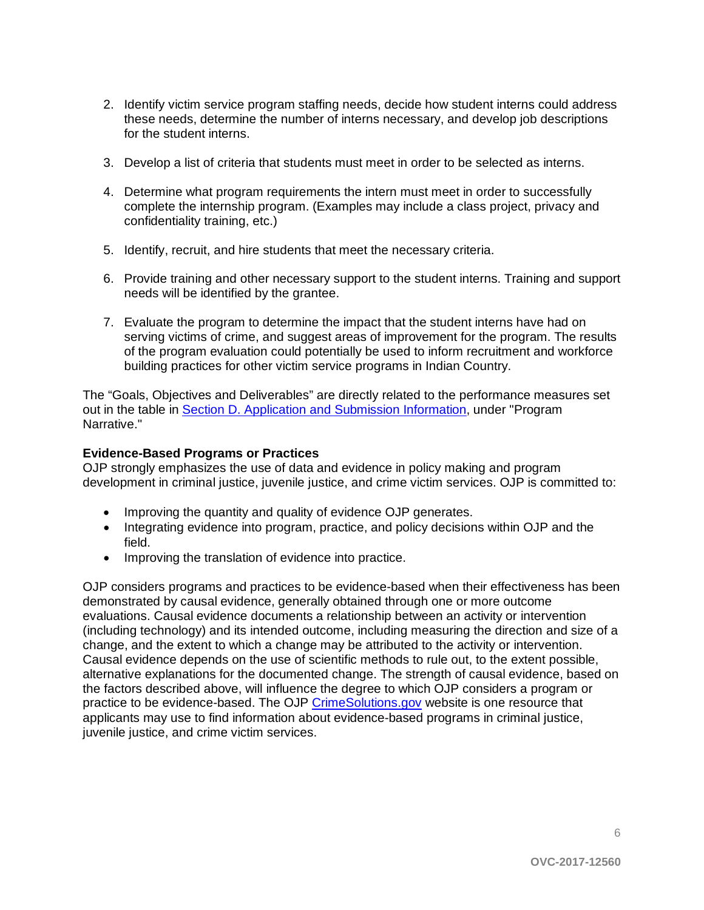2. Identify victim service program staffing needs, decide how student interns could address these needs, determine the number of interns necessary, and develop job descriptions for the student interns.

3. Develop a list of criteria that students must meet in order to be selected as interns.

4. Determine what program requirements the intern must meet in order to successfully complete the internship program. (Examples may include a class project, privacy and confidentiality training, etc.)

5. Identify, recruit, and hire students that meet the necessary criteria.

6. Provide training and other necessary support to the student interns. Training and support needs will be identified by the grantee.

7. Evaluate the program to determine the impact that the student interns have had on serving victims of crime, and suggest areas of improvement for the program. The results of the program evaluation could potentially be used to inform recruitment and workforce building practices for other victim service programs in Indian Country.

The "Goals, Objectives and Deliverables" are directly related to the performance measures set out in the table in Section D. Application and Submission Information, under "Program Narrative."

**Evidence-Based Programs or Practices**

OJP strongly emphasizes the use of data and evidence in policy making and program development in criminal justice, juvenile justice, and crime victim services. OJP is committed to:

- Improving the quantity and quality of evidence OJP generates.
- Integrating evidence into program, practice, and policy decisions within OJP and the field.
- Improving the translation of evidence into practice.

OJP considers programs and practices to be evidence-based when their effectiveness has been demonstrated by causal evidence, generally obtained through one or more outcome evaluations. Causal evidence documents a relationship between an activity or intervention (including technology) and its intended outcome, including measuring the direction and size of a change, and the extent to which a change may be attributed to the activity or intervention. Causal evidence depends on the use of scientific methods to rule out, to the extent possible, alternative explanations for the documented change. The strength of causal evidence, based on the factors described above, will influence the degree to which OJP considers a program or practice to be evidence-based. The OJP CrimeSolutions.gov website is one resource that applicants may use to find information about evidence-based programs in criminal justice, juvenile justice, and crime victim services.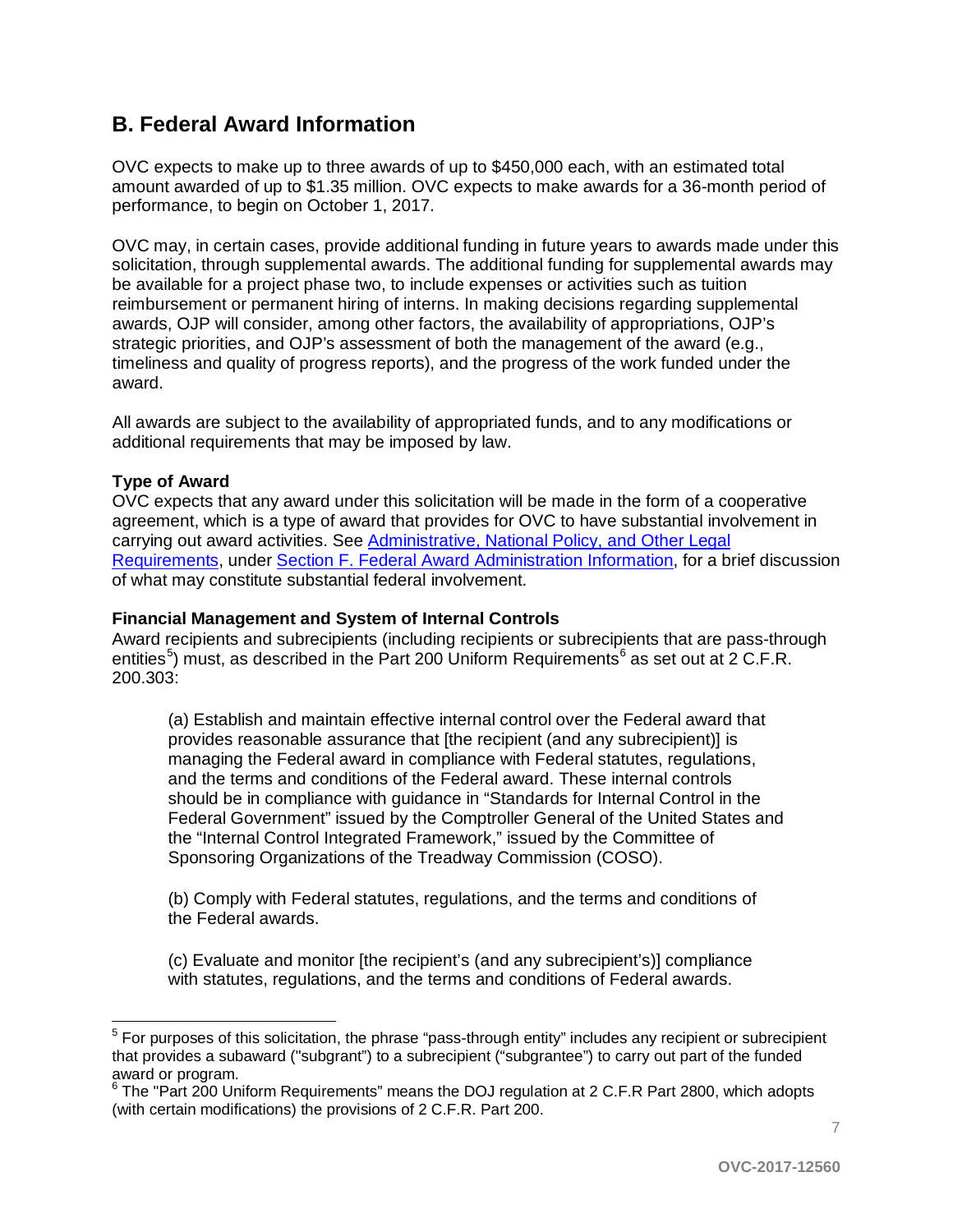## B. Federal Award Information

OVC expects to make up to three awards of up to $450,000 each, with an estimated total amount awarded of up to $1.35 million. OVC expects to make awards for a 36-month period of performance, to begin on October 1, 2017.

OVC may, in certain cases, provide additional funding in future years to awards made under this solicitation, through supplemental awards. The additional funding for supplemental awards may be available for a project phase two, to include expenses or activities such as tuition reimbursement or permanent hiring of interns. In making decisions regarding supplemental awards, OJP will consider, among other factors, the availability of appropriations, OJP's strategic priorities, and OJP's assessment of both the management of the award (e.g., timeliness and quality of progress reports), and the progress of the work funded under the award.

All awards are subject to the availability of appropriated funds, and to any modifications or additional requirements that may be imposed by law.

**Type of Award**

OVC expects that any award under this solicitation will be made in the form of a cooperative agreement, which is a type of award that provides for OVC to have substantial involvement in carrying out award activities. See Administrative, National Policy, and Other Legal Requirements, under Section F. Federal Award Administration Information, for a brief discussion of what may constitute substantial federal involvement.

**Financial Management and System of Internal Controls**

Award recipients and subrecipients (including recipients or subrecipients that are pass-through entities[5]) must, as described in the Part 200 Uniform Requirements[6] as set out at 2 C.F.R. 200.303:

> (a) Establish and maintain effective internal control over the Federal award that provides reasonable assurance that [the recipient (and any subrecipient)] is managing the Federal award in compliance with Federal statutes, regulations, and the terms and conditions of the Federal award. These internal controls should be in compliance with guidance in "Standards for Internal Control in the Federal Government" issued by the Comptroller General of the United States and the "Internal Control Integrated Framework," issued by the Committee of Sponsoring Organizations of the Treadway Commission (COSO).
>
> (b) Comply with Federal statutes, regulations, and the terms and conditions of the Federal awards.
>
> (c) Evaluate and monitor [the recipient's (and any subrecipient's)] compliance with statutes, regulations, and the terms and conditions of Federal awards.

---

[5] For purposes of this solicitation, the phrase "pass-through entity" includes any recipient or subrecipient that provides a subaward ("subgrant") to a subrecipient ("subgrantee") to carry out part of the funded award or program.

[6] The "Part 200 Uniform Requirements" means the DOJ regulation at 2 C.F.R Part 2800, which adopts (with certain modifications) the provisions of 2 C.F.R. Part 200.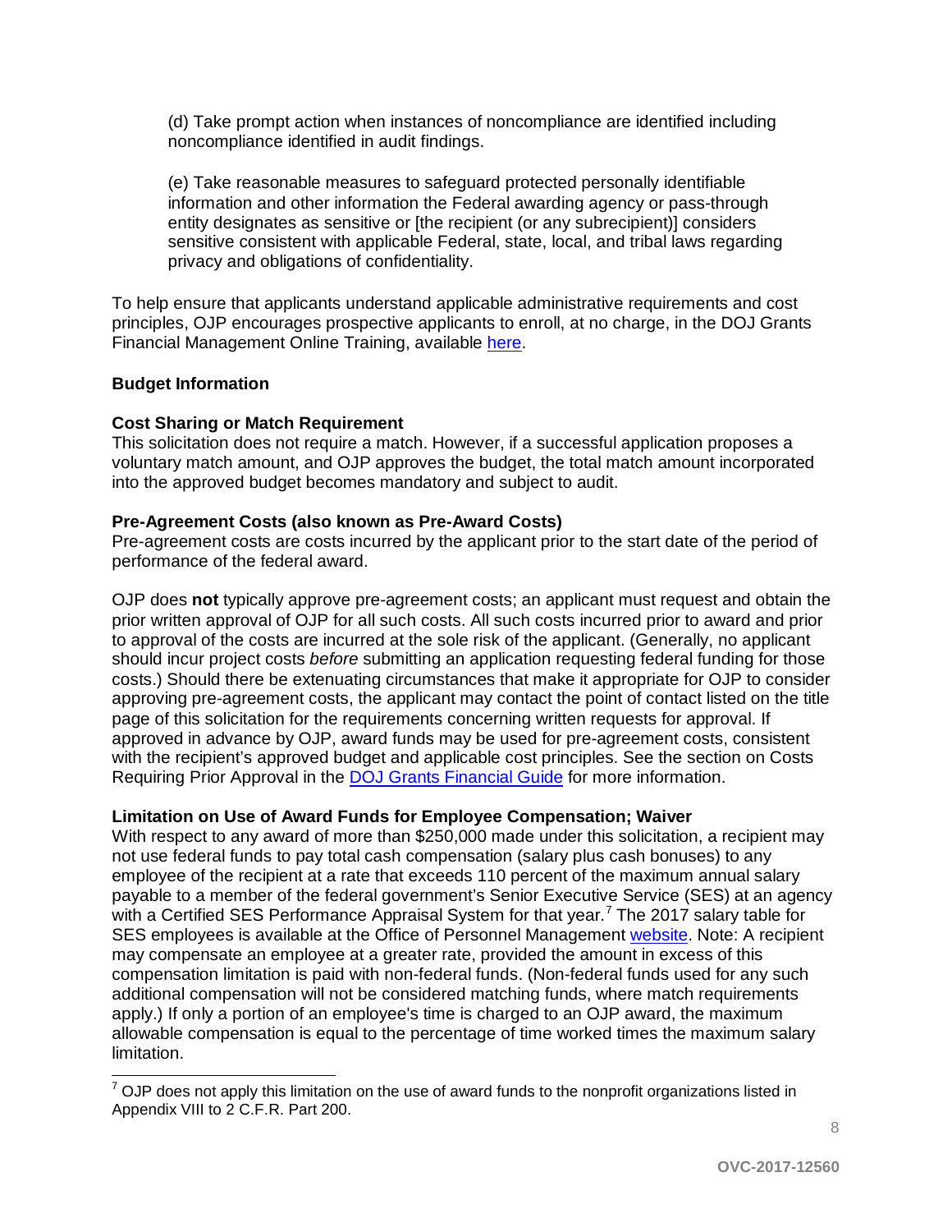(d) Take prompt action when instances of noncompliance are identified including noncompliance identified in audit findings.

(e) Take reasonable measures to safeguard protected personally identifiable information and other information the Federal awarding agency or pass-through entity designates as sensitive or [the recipient (or any subrecipient)] considers sensitive consistent with applicable Federal, state, local, and tribal laws regarding privacy and obligations of confidentiality.

To help ensure that applicants understand applicable administrative requirements and cost principles, OJP encourages prospective applicants to enroll, at no charge, in the DOJ Grants Financial Management Online Training, available here.

**Budget Information**

**Cost Sharing or Match Requirement**

This solicitation does not require a match. However, if a successful application proposes a voluntary match amount, and OJP approves the budget, the total match amount incorporated into the approved budget becomes mandatory and subject to audit.

**Pre-Agreement Costs (also known as Pre-Award Costs)**

Pre-agreement costs are costs incurred by the applicant prior to the start date of the period of performance of the federal award.

OJP does **not** typically approve pre-agreement costs; an applicant must request and obtain the prior written approval of OJP for all such costs. All such costs incurred prior to award and prior to approval of the costs are incurred at the sole risk of the applicant. (Generally, no applicant should incur project costs *before* submitting an application requesting federal funding for those costs.) Should there be extenuating circumstances that make it appropriate for OJP to consider approving pre-agreement costs, the applicant may contact the point of contact listed on the title page of this solicitation for the requirements concerning written requests for approval. If approved in advance by OJP, award funds may be used for pre-agreement costs, consistent with the recipient's approved budget and applicable cost principles. See the section on Costs Requiring Prior Approval in the DOJ Grants Financial Guide for more information.

**Limitation on Use of Award Funds for Employee Compensation; Waiver**

With respect to any award of more than $250,000 made under this solicitation, a recipient may not use federal funds to pay total cash compensation (salary plus cash bonuses) to any employee of the recipient at a rate that exceeds 110 percent of the maximum annual salary payable to a member of the federal government's Senior Executive Service (SES) at an agency with a Certified SES Performance Appraisal System for that year.[7] The 2017 salary table for SES employees is available at the Office of Personnel Management website. Note: A recipient may compensate an employee at a greater rate, provided the amount in excess of this compensation limitation is paid with non-federal funds. (Non-federal funds used for any such additional compensation will not be considered matching funds, where match requirements apply.) If only a portion of an employee's time is charged to an OJP award, the maximum allowable compensation is equal to the percentage of time worked times the maximum salary limitation.

[7] OJP does not apply this limitation on the use of award funds to the nonprofit organizations listed in Appendix VIII to 2 C.F.R. Part 200.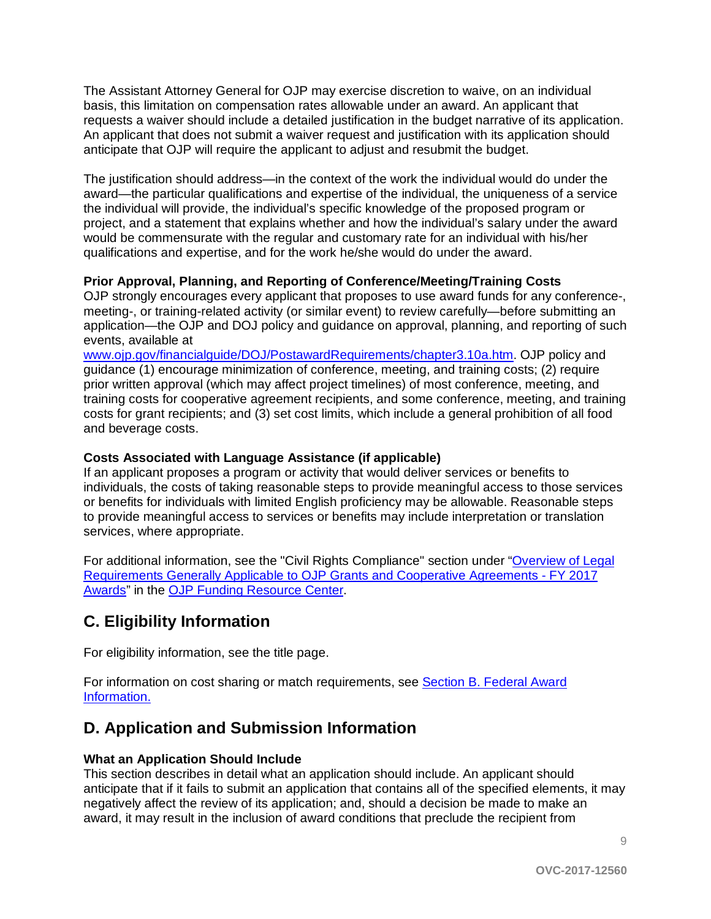The Assistant Attorney General for OJP may exercise discretion to waive, on an individual basis, this limitation on compensation rates allowable under an award. An applicant that requests a waiver should include a detailed justification in the budget narrative of its application. An applicant that does not submit a waiver request and justification with its application should anticipate that OJP will require the applicant to adjust and resubmit the budget.

The justification should address—in the context of the work the individual would do under the award—the particular qualifications and expertise of the individual, the uniqueness of a service the individual will provide, the individual's specific knowledge of the proposed program or project, and a statement that explains whether and how the individual's salary under the award would be commensurate with the regular and customary rate for an individual with his/her qualifications and expertise, and for the work he/she would do under the award.

**Prior Approval, Planning, and Reporting of Conference/Meeting/Training Costs**
OJP strongly encourages every applicant that proposes to use award funds for any conference-, meeting-, or training-related activity (or similar event) to review carefully—before submitting an application—the OJP and DOJ policy and guidance on approval, planning, and reporting of such events, available at [www.ojp.gov/financialguide/DOJ/PostawardRequirements/chapter3.10a.htm](www.ojp.gov/financialguide/DOJ/PostawardRequirements/chapter3.10a.htm). OJP policy and guidance (1) encourage minimization of conference, meeting, and training costs; (2) require prior written approval (which may affect project timelines) of most conference, meeting, and training costs for cooperative agreement recipients, and some conference, meeting, and training costs for grant recipients; and (3) set cost limits, which include a general prohibition of all food and beverage costs.

**Costs Associated with Language Assistance (if applicable)**
If an applicant proposes a program or activity that would deliver services or benefits to individuals, the costs of taking reasonable steps to provide meaningful access to those services or benefits for individuals with limited English proficiency may be allowable. Reasonable steps to provide meaningful access to services or benefits may include interpretation or translation services, where appropriate.

For additional information, see the "Civil Rights Compliance" section under "Overview of Legal Requirements Generally Applicable to OJP Grants and Cooperative Agreements - FY 2017 Awards" in the OJP Funding Resource Center.

## C. Eligibility Information

For eligibility information, see the title page.

For information on cost sharing or match requirements, see Section B. Federal Award Information.

## D. Application and Submission Information

**What an Application Should Include**
This section describes in detail what an application should include. An applicant should anticipate that if it fails to submit an application that contains all of the specified elements, it may negatively affect the review of its application; and, should a decision be made to make an award, it may result in the inclusion of award conditions that preclude the recipient from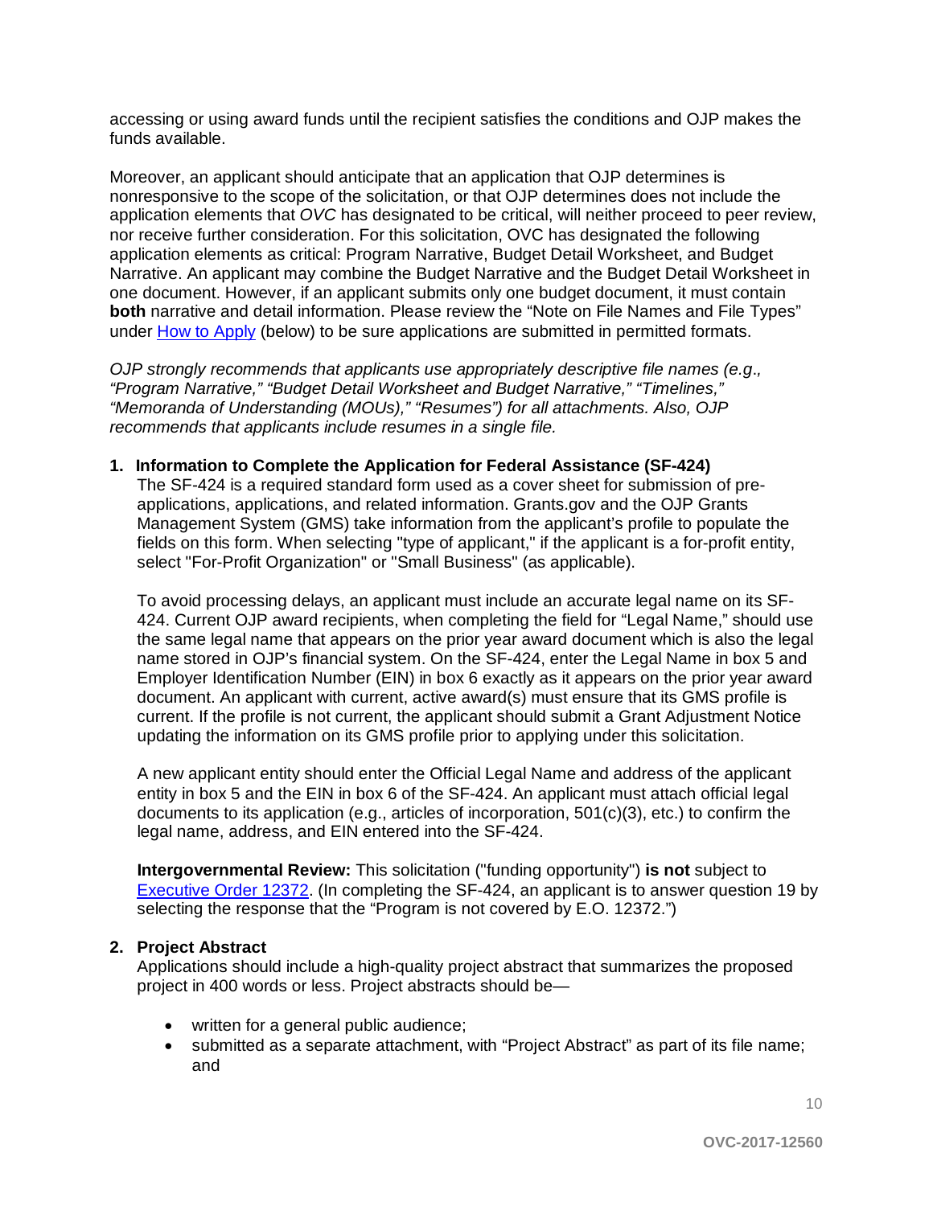accessing or using award funds until the recipient satisfies the conditions and OJP makes the funds available.

Moreover, an applicant should anticipate that an application that OJP determines is nonresponsive to the scope of the solicitation, or that OJP determines does not include the application elements that *OVC* has designated to be critical, will neither proceed to peer review, nor receive further consideration. For this solicitation, OVC has designated the following application elements as critical: Program Narrative, Budget Detail Worksheet, and Budget Narrative. An applicant may combine the Budget Narrative and the Budget Detail Worksheet in one document. However, if an applicant submits only one budget document, it must contain **both** narrative and detail information. Please review the "Note on File Names and File Types" under [How to Apply](#) (below) to be sure applications are submitted in permitted formats.

*OJP strongly recommends that applicants use appropriately descriptive file names (e.g., "Program Narrative," "Budget Detail Worksheet and Budget Narrative," "Timelines," "Memoranda of Understanding (MOUs)," "Resumes") for all attachments. Also, OJP recommends that applicants include resumes in a single file.*

1. **Information to Complete the Application for Federal Assistance (SF-424)**

   The SF-424 is a required standard form used as a cover sheet for submission of pre-applications, applications, and related information. Grants.gov and the OJP Grants Management System (GMS) take information from the applicant's profile to populate the fields on this form. When selecting "type of applicant," if the applicant is a for-profit entity, select "For-Profit Organization" or "Small Business" (as applicable).

   To avoid processing delays, an applicant must include an accurate legal name on its SF-424. Current OJP award recipients, when completing the field for "Legal Name," should use the same legal name that appears on the prior year award document which is also the legal name stored in OJP's financial system. On the SF-424, enter the Legal Name in box 5 and Employer Identification Number (EIN) in box 6 exactly as it appears on the prior year award document. An applicant with current, active award(s) must ensure that its GMS profile is current. If the profile is not current, the applicant should submit a Grant Adjustment Notice updating the information on its GMS profile prior to applying under this solicitation.

   A new applicant entity should enter the Official Legal Name and address of the applicant entity in box 5 and the EIN in box 6 of the SF-424. An applicant must attach official legal documents to its application (e.g., articles of incorporation, 501(c)(3), etc.) to confirm the legal name, address, and EIN entered into the SF-424.

   **Intergovernmental Review:** This solicitation ("funding opportunity") **is not** subject to [Executive Order 12372](#). (In completing the SF-424, an applicant is to answer question 19 by selecting the response that the "Program is not covered by E.O. 12372.")

2. **Project Abstract**

   Applications should include a high-quality project abstract that summarizes the proposed project in 400 words or less. Project abstracts should be—

   - written for a general public audience;
   - submitted as a separate attachment, with "Project Abstract" as part of its file name; and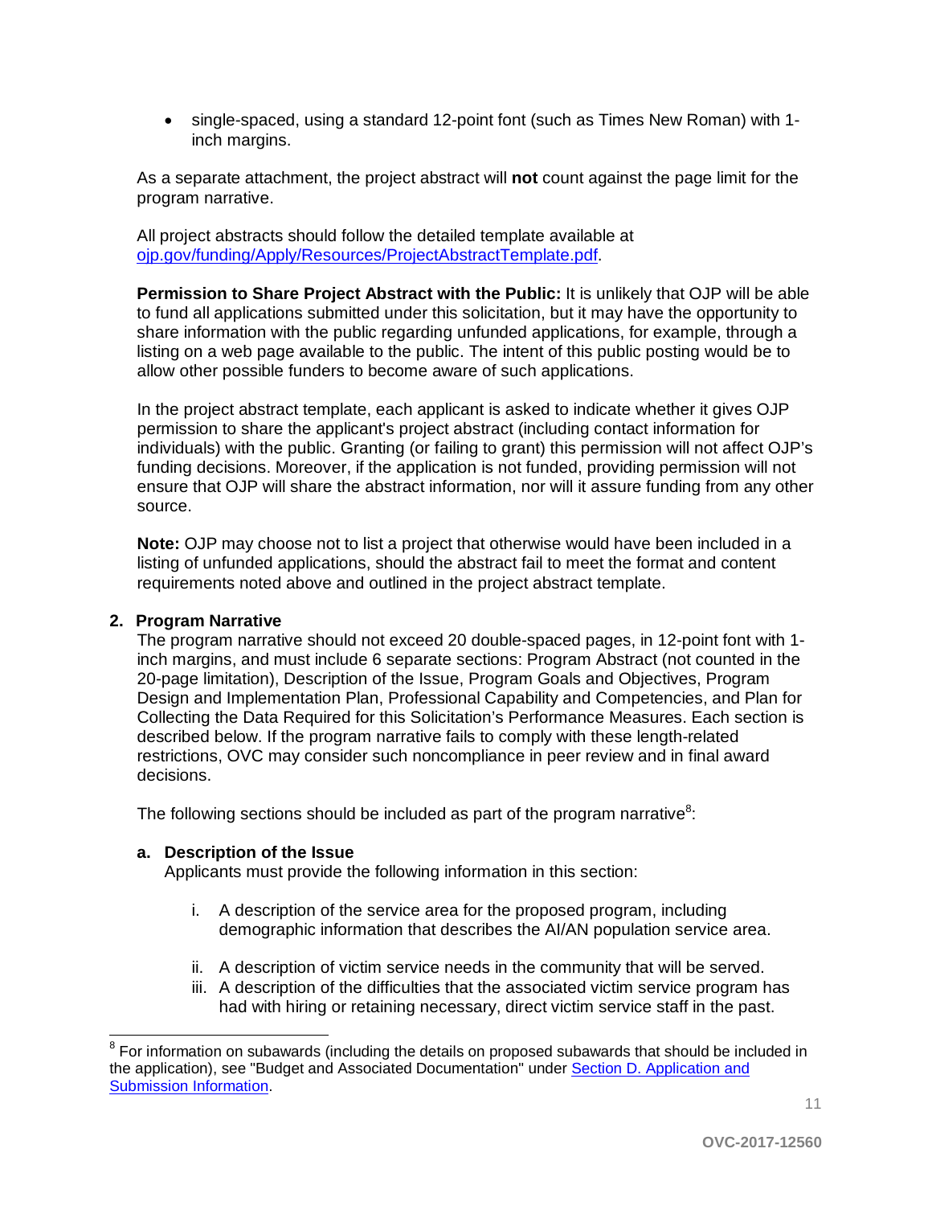- single-spaced, using a standard 12-point font (such as Times New Roman) with 1-inch margins.

As a separate attachment, the project abstract will **not** count against the page limit for the program narrative.

All project abstracts should follow the detailed template available at [ojp.gov/funding/Apply/Resources/ProjectAbstractTemplate.pdf](ojp.gov/funding/Apply/Resources/ProjectAbstractTemplate.pdf).

**Permission to Share Project Abstract with the Public:** It is unlikely that OJP will be able to fund all applications submitted under this solicitation, but it may have the opportunity to share information with the public regarding unfunded applications, for example, through a listing on a web page available to the public. The intent of this public posting would be to allow other possible funders to become aware of such applications.

In the project abstract template, each applicant is asked to indicate whether it gives OJP permission to share the applicant's project abstract (including contact information for individuals) with the public. Granting (or failing to grant) this permission will not affect OJP's funding decisions. Moreover, if the application is not funded, providing permission will not ensure that OJP will share the abstract information, nor will it assure funding from any other source.

**Note:** OJP may choose not to list a project that otherwise would have been included in a listing of unfunded applications, should the abstract fail to meet the format and content requirements noted above and outlined in the project abstract template.

**2. Program Narrative**

The program narrative should not exceed 20 double-spaced pages, in 12-point font with 1-inch margins, and must include 6 separate sections: Program Abstract (not counted in the 20-page limitation), Description of the Issue, Program Goals and Objectives, Program Design and Implementation Plan, Professional Capability and Competencies, and Plan for Collecting the Data Required for this Solicitation's Performance Measures. Each section is described below. If the program narrative fails to comply with these length-related restrictions, OVC may consider such noncompliance in peer review and in final award decisions.

The following sections should be included as part of the program narrative[8]:

**a. Description of the Issue**

Applicants must provide the following information in this section:

i. A description of the service area for the proposed program, including demographic information that describes the AI/AN population service area.

ii. A description of victim service needs in the community that will be served.

iii. A description of the difficulties that the associated victim service program has had with hiring or retaining necessary, direct victim service staff in the past.

[8] For information on subawards (including the details on proposed subawards that should be included in the application), see "Budget and Associated Documentation" under [Section D. Application and Submission Information](#).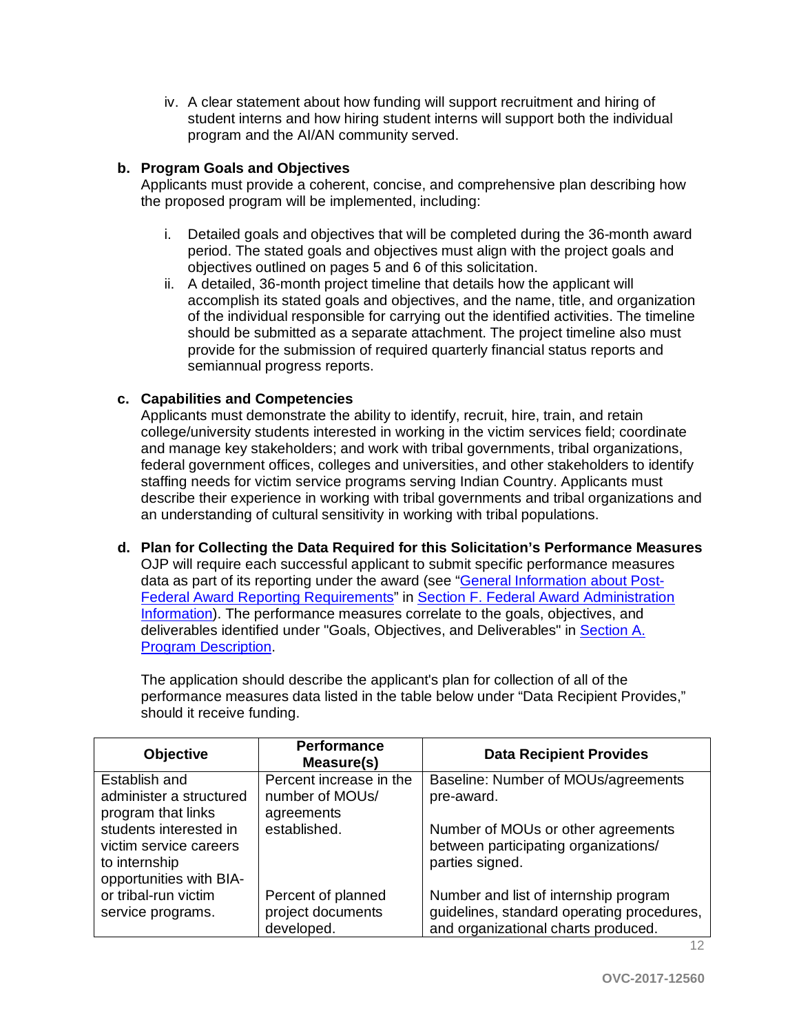iv. A clear statement about how funding will support recruitment and hiring of student interns and how hiring student interns will support both the individual program and the AI/AN community served.

**b. Program Goals and Objectives**

Applicants must provide a coherent, concise, and comprehensive plan describing how the proposed program will be implemented, including:

i. Detailed goals and objectives that will be completed during the 36-month award period. The stated goals and objectives must align with the project goals and objectives outlined on pages 5 and 6 of this solicitation.

ii. A detailed, 36-month project timeline that details how the applicant will accomplish its stated goals and objectives, and the name, title, and organization of the individual responsible for carrying out the identified activities. The timeline should be submitted as a separate attachment. The project timeline also must provide for the submission of required quarterly financial status reports and semiannual progress reports.

**c. Capabilities and Competencies**

Applicants must demonstrate the ability to identify, recruit, hire, train, and retain college/university students interested in working in the victim services field; coordinate and manage key stakeholders; and work with tribal governments, tribal organizations, federal government offices, colleges and universities, and other stakeholders to identify staffing needs for victim service programs serving Indian Country. Applicants must describe their experience in working with tribal governments and tribal organizations and an understanding of cultural sensitivity in working with tribal populations.

**d. Plan for Collecting the Data Required for this Solicitation's Performance Measures**

OJP will require each successful applicant to submit specific performance measures data as part of its reporting under the award (see "General Information about Post-Federal Award Reporting Requirements" in Section F. Federal Award Administration Information). The performance measures correlate to the goals, objectives, and deliverables identified under "Goals, Objectives, and Deliverables" in Section A. Program Description.

The application should describe the applicant's plan for collection of all of the performance measures data listed in the table below under "Data Recipient Provides," should it receive funding.

| Objective | Performance Measure(s) | Data Recipient Provides |
|---|---|---|
| Establish and administer a structured program that links students interested in victim service careers to internship opportunities with BIA- or tribal-run victim service programs. | Percent increase in the number of MOUs/ agreements established. | Baseline: Number of MOUs/agreements pre-award.<br><br>Number of MOUs or other agreements between participating organizations/ parties signed. |
| | Percent of planned project documents developed. | Number and list of internship program guidelines, standard operating procedures, and organizational charts produced. |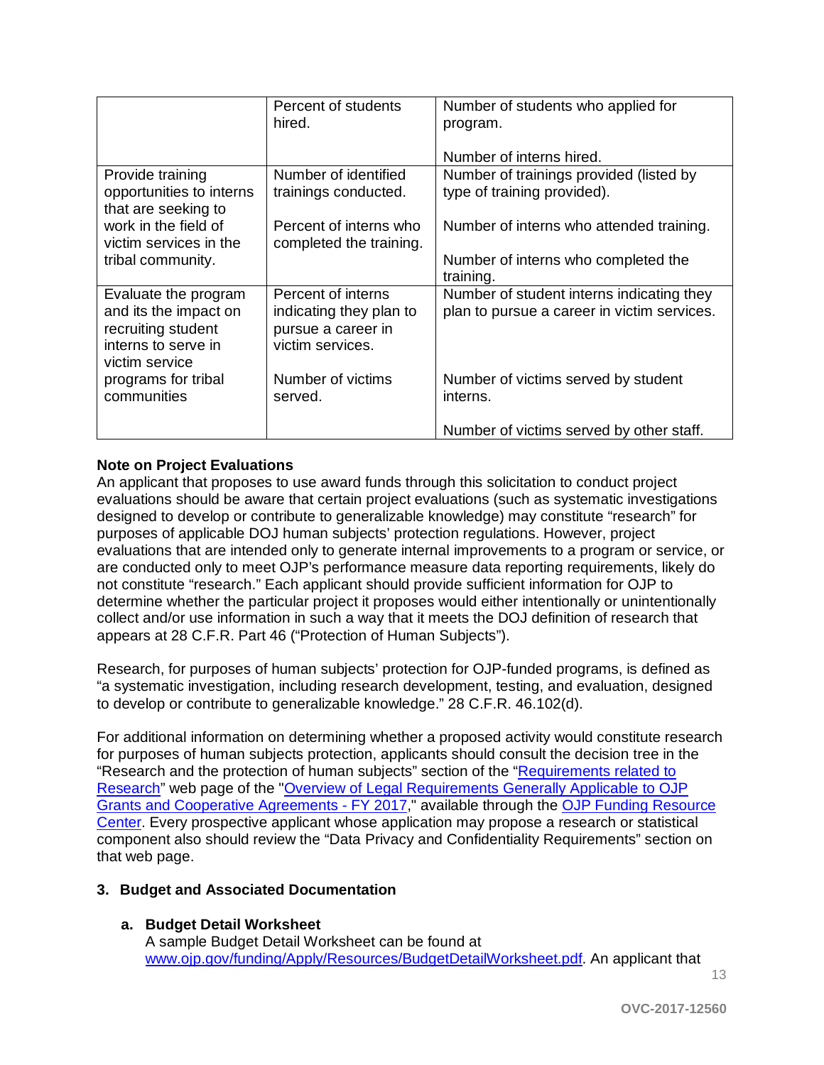| | | |
|---|---|---|
| | Percent of students hired. | Number of students who applied for program.<br><br>Number of interns hired. |
| Provide training opportunities to interns that are seeking to work in the field of victim services in the tribal community. | Number of identified trainings conducted.<br><br>Percent of interns who completed the training. | Number of trainings provided (listed by type of training provided).<br><br>Number of interns who attended training.<br><br>Number of interns who completed the training. |
| Evaluate the program and its the impact on recruiting student interns to serve in victim service programs for tribal communities | Percent of interns indicating they plan to pursue a career in victim services.<br><br>Number of victims served. | Number of student interns indicating they plan to pursue a career in victim services.<br><br>Number of victims served by student interns.<br><br>Number of victims served by other staff. |

**Note on Project Evaluations**

An applicant that proposes to use award funds through this solicitation to conduct project evaluations should be aware that certain project evaluations (such as systematic investigations designed to develop or contribute to generalizable knowledge) may constitute "research" for purposes of applicable DOJ human subjects' protection regulations. However, project evaluations that are intended only to generate internal improvements to a program or service, or are conducted only to meet OJP's performance measure data reporting requirements, likely do not constitute "research." Each applicant should provide sufficient information for OJP to determine whether the particular project it proposes would either intentionally or unintentionally collect and/or use information in such a way that it meets the DOJ definition of research that appears at 28 C.F.R. Part 46 ("Protection of Human Subjects").

Research, for purposes of human subjects' protection for OJP-funded programs, is defined as "a systematic investigation, including research development, testing, and evaluation, designed to develop or contribute to generalizable knowledge." 28 C.F.R. 46.102(d).

For additional information on determining whether a proposed activity would constitute research for purposes of human subjects protection, applicants should consult the decision tree in the "Research and the protection of human subjects" section of the "Requirements related to Research" web page of the "Overview of Legal Requirements Generally Applicable to OJP Grants and Cooperative Agreements - FY 2017," available through the OJP Funding Resource Center. Every prospective applicant whose application may propose a research or statistical component also should review the "Data Privacy and Confidentiality Requirements" section on that web page.

### 3. Budget and Associated Documentation

#### a. Budget Detail Worksheet

A sample Budget Detail Worksheet can be found at www.ojp.gov/funding/Apply/Resources/BudgetDetailWorksheet.pdf. An applicant that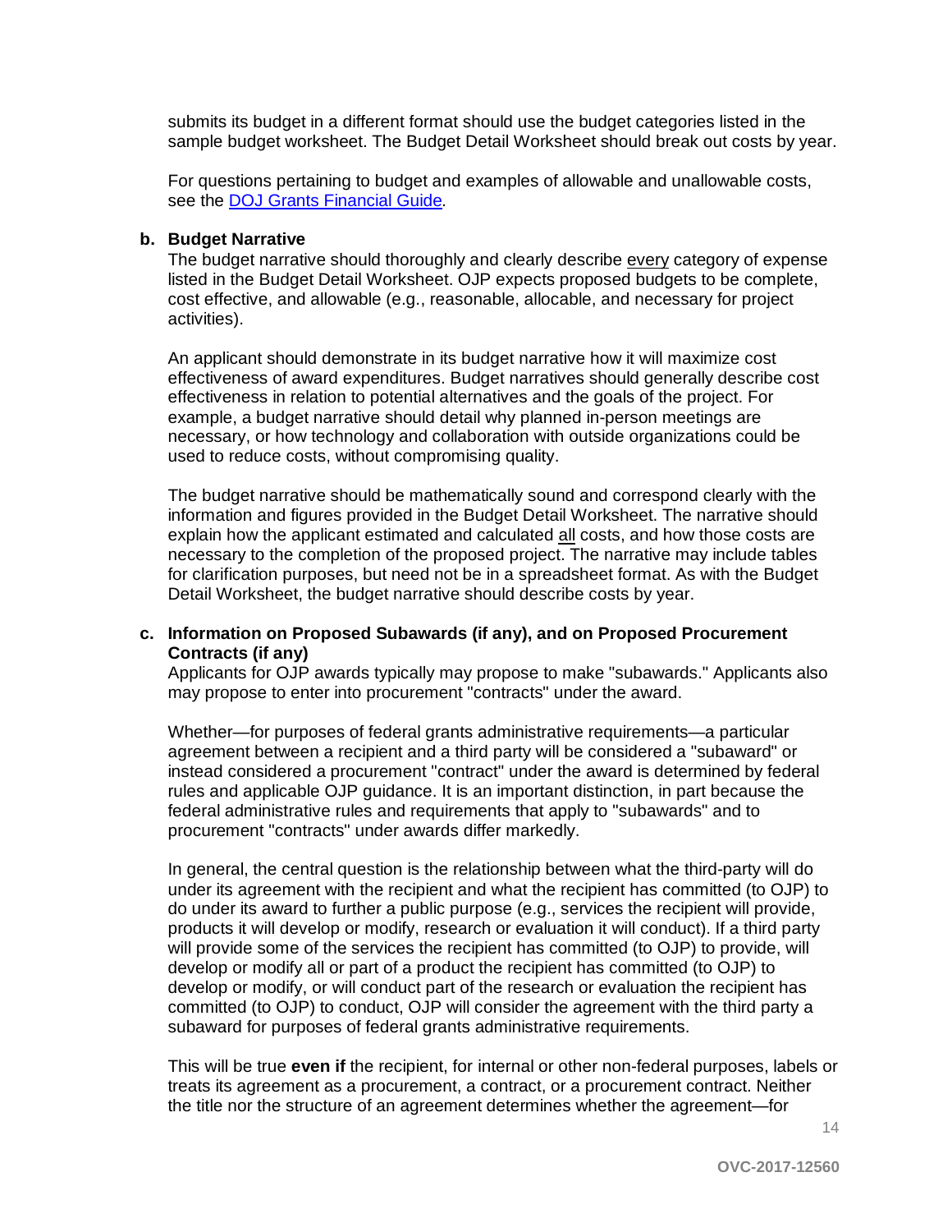submits its budget in a different format should use the budget categories listed in the sample budget worksheet. The Budget Detail Worksheet should break out costs by year.

For questions pertaining to budget and examples of allowable and unallowable costs, see the [DOJ Grants Financial Guide](https://ojp.gov/financialguide/DOJ/index.htm).

**b. Budget Narrative**

The budget narrative should thoroughly and clearly describe every category of expense listed in the Budget Detail Worksheet. OJP expects proposed budgets to be complete, cost effective, and allowable (e.g., reasonable, allocable, and necessary for project activities).

An applicant should demonstrate in its budget narrative how it will maximize cost effectiveness of award expenditures. Budget narratives should generally describe cost effectiveness in relation to potential alternatives and the goals of the project. For example, a budget narrative should detail why planned in-person meetings are necessary, or how technology and collaboration with outside organizations could be used to reduce costs, without compromising quality.

The budget narrative should be mathematically sound and correspond clearly with the information and figures provided in the Budget Detail Worksheet. The narrative should explain how the applicant estimated and calculated all costs, and how those costs are necessary to the completion of the proposed project. The narrative may include tables for clarification purposes, but need not be in a spreadsheet format. As with the Budget Detail Worksheet, the budget narrative should describe costs by year.

**c. Information on Proposed Subawards (if any), and on Proposed Procurement Contracts (if any)**

Applicants for OJP awards typically may propose to make "subawards." Applicants also may propose to enter into procurement "contracts" under the award.

Whether—for purposes of federal grants administrative requirements—a particular agreement between a recipient and a third party will be considered a "subaward" or instead considered a procurement "contract" under the award is determined by federal rules and applicable OJP guidance. It is an important distinction, in part because the federal administrative rules and requirements that apply to "subawards" and to procurement "contracts" under awards differ markedly.

In general, the central question is the relationship between what the third-party will do under its agreement with the recipient and what the recipient has committed (to OJP) to do under its award to further a public purpose (e.g., services the recipient will provide, products it will develop or modify, research or evaluation it will conduct). If a third party will provide some of the services the recipient has committed (to OJP) to provide, will develop or modify all or part of a product the recipient has committed (to OJP) to develop or modify, or will conduct part of the research or evaluation the recipient has committed (to OJP) to conduct, OJP will consider the agreement with the third party a subaward for purposes of federal grants administrative requirements.

This will be true **even if** the recipient, for internal or other non-federal purposes, labels or treats its agreement as a procurement, a contract, or a procurement contract. Neither the title nor the structure of an agreement determines whether the agreement—for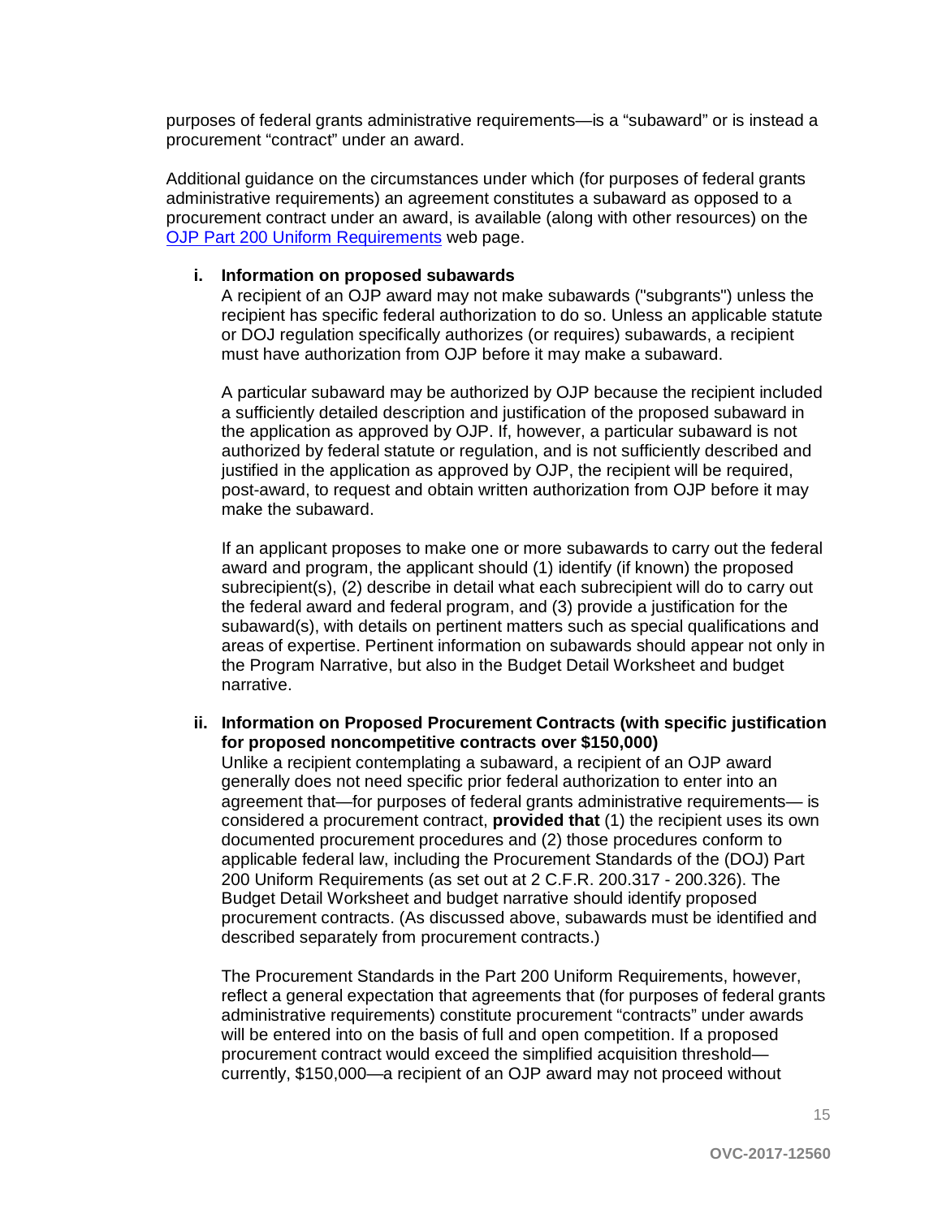purposes of federal grants administrative requirements—is a "subaward" or is instead a procurement "contract" under an award.

Additional guidance on the circumstances under which (for purposes of federal grants administrative requirements) an agreement constitutes a subaward as opposed to a procurement contract under an award, is available (along with other resources) on the [OJP Part 200 Uniform Requirements](#) web page.

**i. Information on proposed subawards**

A recipient of an OJP award may not make subawards ("subgrants") unless the recipient has specific federal authorization to do so. Unless an applicable statute or DOJ regulation specifically authorizes (or requires) subawards, a recipient must have authorization from OJP before it may make a subaward.

A particular subaward may be authorized by OJP because the recipient included a sufficiently detailed description and justification of the proposed subaward in the application as approved by OJP. If, however, a particular subaward is not authorized by federal statute or regulation, and is not sufficiently described and justified in the application as approved by OJP, the recipient will be required, post-award, to request and obtain written authorization from OJP before it may make the subaward.

If an applicant proposes to make one or more subawards to carry out the federal award and program, the applicant should (1) identify (if known) the proposed subrecipient(s), (2) describe in detail what each subrecipient will do to carry out the federal award and federal program, and (3) provide a justification for the subaward(s), with details on pertinent matters such as special qualifications and areas of expertise. Pertinent information on subawards should appear not only in the Program Narrative, but also in the Budget Detail Worksheet and budget narrative.

**ii. Information on Proposed Procurement Contracts (with specific justification for proposed noncompetitive contracts over $150,000)**

Unlike a recipient contemplating a subaward, a recipient of an OJP award generally does not need specific prior federal authorization to enter into an agreement that—for purposes of federal grants administrative requirements— is considered a procurement contract, **provided that** (1) the recipient uses its own documented procurement procedures and (2) those procedures conform to applicable federal law, including the Procurement Standards of the (DOJ) Part 200 Uniform Requirements (as set out at 2 C.F.R. 200.317 - 200.326). The Budget Detail Worksheet and budget narrative should identify proposed procurement contracts. (As discussed above, subawards must be identified and described separately from procurement contracts.)

The Procurement Standards in the Part 200 Uniform Requirements, however, reflect a general expectation that agreements that (for purposes of federal grants administrative requirements) constitute procurement "contracts" under awards will be entered into on the basis of full and open competition. If a proposed procurement contract would exceed the simplified acquisition threshold—currently, $150,000—a recipient of an OJP award may not proceed without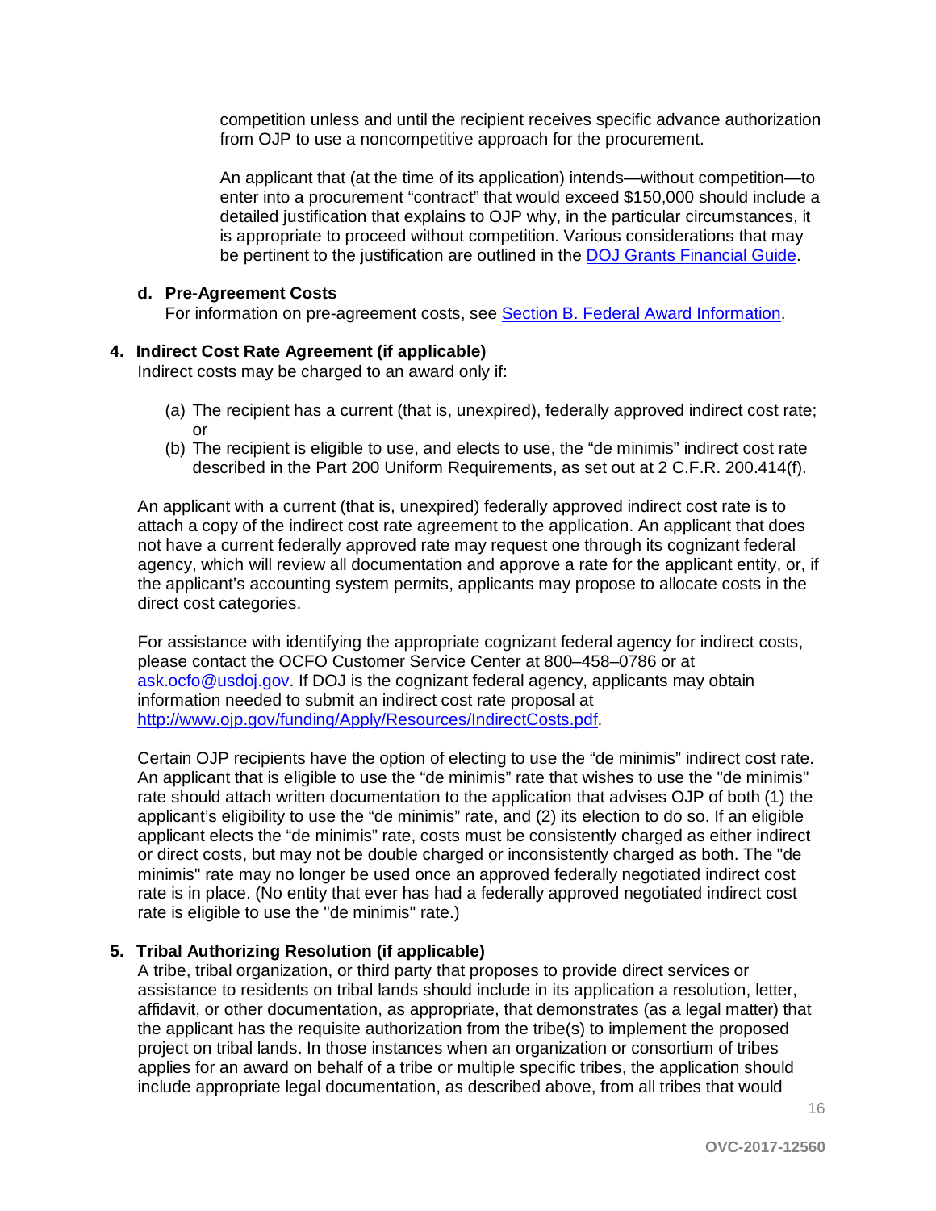competition unless and until the recipient receives specific advance authorization from OJP to use a noncompetitive approach for the procurement.

An applicant that (at the time of its application) intends—without competition—to enter into a procurement "contract" that would exceed $150,000 should include a detailed justification that explains to OJP why, in the particular circumstances, it is appropriate to proceed without competition. Various considerations that may be pertinent to the justification are outlined in the DOJ Grants Financial Guide.

**d. Pre-Agreement Costs**

For information on pre-agreement costs, see Section B. Federal Award Information.

**4. Indirect Cost Rate Agreement (if applicable)**

Indirect costs may be charged to an award only if:

(a) The recipient has a current (that is, unexpired), federally approved indirect cost rate; or
(b) The recipient is eligible to use, and elects to use, the "de minimis" indirect cost rate described in the Part 200 Uniform Requirements, as set out at 2 C.F.R. 200.414(f).

An applicant with a current (that is, unexpired) federally approved indirect cost rate is to attach a copy of the indirect cost rate agreement to the application. An applicant that does not have a current federally approved rate may request one through its cognizant federal agency, which will review all documentation and approve a rate for the applicant entity, or, if the applicant's accounting system permits, applicants may propose to allocate costs in the direct cost categories.

For assistance with identifying the appropriate cognizant federal agency for indirect costs, please contact the OCFO Customer Service Center at 800–458–0786 or at ask.ocfo@usdoj.gov. If DOJ is the cognizant federal agency, applicants may obtain information needed to submit an indirect cost rate proposal at http://www.ojp.gov/funding/Apply/Resources/IndirectCosts.pdf.

Certain OJP recipients have the option of electing to use the "de minimis" indirect cost rate. An applicant that is eligible to use the "de minimis" rate that wishes to use the "de minimis" rate should attach written documentation to the application that advises OJP of both (1) the applicant's eligibility to use the "de minimis" rate, and (2) its election to do so. If an eligible applicant elects the "de minimis" rate, costs must be consistently charged as either indirect or direct costs, but may not be double charged or inconsistently charged as both. The "de minimis" rate may no longer be used once an approved federally negotiated indirect cost rate is in place. (No entity that ever has had a federally approved negotiated indirect cost rate is eligible to use the "de minimis" rate.)

**5. Tribal Authorizing Resolution (if applicable)**

A tribe, tribal organization, or third party that proposes to provide direct services or assistance to residents on tribal lands should include in its application a resolution, letter, affidavit, or other documentation, as appropriate, that demonstrates (as a legal matter) that the applicant has the requisite authorization from the tribe(s) to implement the proposed project on tribal lands. In those instances when an organization or consortium of tribes applies for an award on behalf of a tribe or multiple specific tribes, the application should include appropriate legal documentation, as described above, from all tribes that would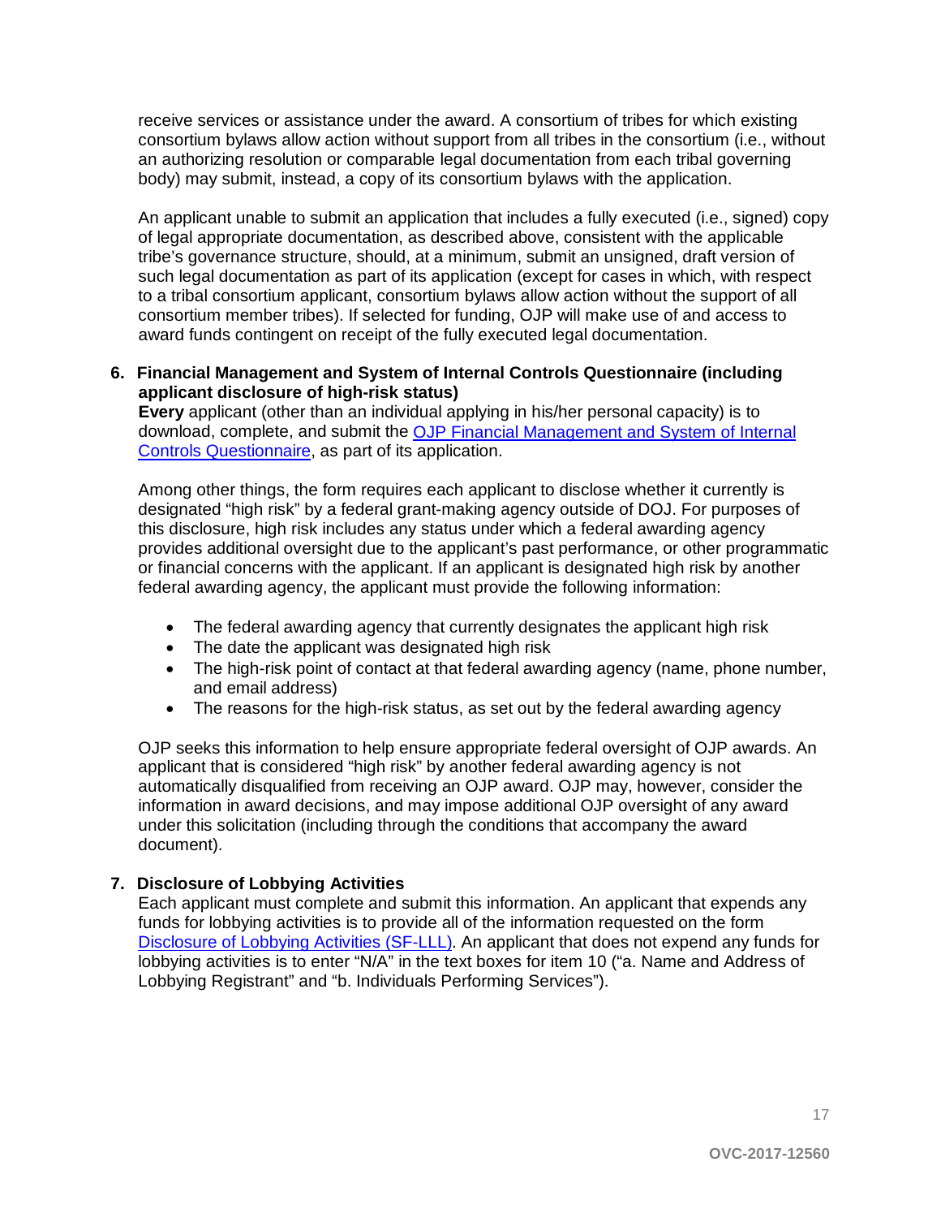receive services or assistance under the award. A consortium of tribes for which existing consortium bylaws allow action without support from all tribes in the consortium (i.e., without an authorizing resolution or comparable legal documentation from each tribal governing body) may submit, instead, a copy of its consortium bylaws with the application.

An applicant unable to submit an application that includes a fully executed (i.e., signed) copy of legal appropriate documentation, as described above, consistent with the applicable tribe's governance structure, should, at a minimum, submit an unsigned, draft version of such legal documentation as part of its application (except for cases in which, with respect to a tribal consortium applicant, consortium bylaws allow action without the support of all consortium member tribes). If selected for funding, OJP will make use of and access to award funds contingent on receipt of the fully executed legal documentation.

**6. Financial Management and System of Internal Controls Questionnaire (including applicant disclosure of high-risk status)**

**Every** applicant (other than an individual applying in his/her personal capacity) is to download, complete, and submit the [OJP Financial Management and System of Internal Controls Questionnaire](), as part of its application.

Among other things, the form requires each applicant to disclose whether it currently is designated "high risk" by a federal grant-making agency outside of DOJ. For purposes of this disclosure, high risk includes any status under which a federal awarding agency provides additional oversight due to the applicant's past performance, or other programmatic or financial concerns with the applicant. If an applicant is designated high risk by another federal awarding agency, the applicant must provide the following information:

- The federal awarding agency that currently designates the applicant high risk
- The date the applicant was designated high risk
- The high-risk point of contact at that federal awarding agency (name, phone number, and email address)
- The reasons for the high-risk status, as set out by the federal awarding agency

OJP seeks this information to help ensure appropriate federal oversight of OJP awards. An applicant that is considered "high risk" by another federal awarding agency is not automatically disqualified from receiving an OJP award. OJP may, however, consider the information in award decisions, and may impose additional OJP oversight of any award under this solicitation (including through the conditions that accompany the award document).

**7. Disclosure of Lobbying Activities**

Each applicant must complete and submit this information. An applicant that expends any funds for lobbying activities is to provide all of the information requested on the form [Disclosure of Lobbying Activities (SF-LLL)](). An applicant that does not expend any funds for lobbying activities is to enter "N/A" in the text boxes for item 10 ("a. Name and Address of Lobbying Registrant" and "b. Individuals Performing Services").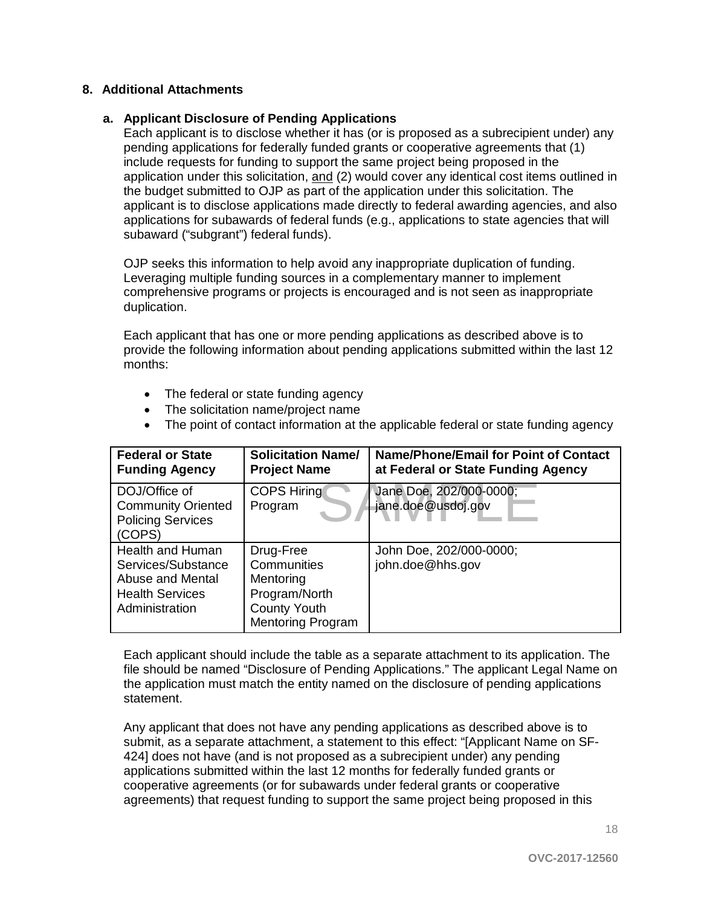## 8. Additional Attachments

### a. Applicant Disclosure of Pending Applications

Each applicant is to disclose whether it has (or is proposed as a subrecipient under) any pending applications for federally funded grants or cooperative agreements that (1) include requests for funding to support the same project being proposed in the application under this solicitation, and (2) would cover any identical cost items outlined in the budget submitted to OJP as part of the application under this solicitation. The applicant is to disclose applications made directly to federal awarding agencies, and also applications for subawards of federal funds (e.g., applications to state agencies that will subaward ("subgrant") federal funds).

OJP seeks this information to help avoid any inappropriate duplication of funding. Leveraging multiple funding sources in a complementary manner to implement comprehensive programs or projects is encouraged and is not seen as inappropriate duplication.

Each applicant that has one or more pending applications as described above is to provide the following information about pending applications submitted within the last 12 months:

- The federal or state funding agency
- The solicitation name/project name
- The point of contact information at the applicable federal or state funding agency

| Federal or State Funding Agency | Solicitation Name/ Project Name | Name/Phone/Email for Point of Contact at Federal or State Funding Agency |
|---|---|---|
| DOJ/Office of Community Oriented Policing Services (COPS) | COPS Hiring Program | Jane Doe, 202/000-0000; jane.doe@usdoj.gov |
| Health and Human Services/Substance Abuse and Mental Health Services Administration | Drug-Free Communities Mentoring Program/North County Youth Mentoring Program | John Doe, 202/000-0000; john.doe@hhs.gov |

SAMPLE

Each applicant should include the table as a separate attachment to its application. The file should be named "Disclosure of Pending Applications." The applicant Legal Name on the application must match the entity named on the disclosure of pending applications statement.

Any applicant that does not have any pending applications as described above is to submit, as a separate attachment, a statement to this effect: "[Applicant Name on SF-424] does not have (and is not proposed as a subrecipient under) any pending applications submitted within the last 12 months for federally funded grants or cooperative agreements (or for subawards under federal grants or cooperative agreements) that request funding to support the same project being proposed in this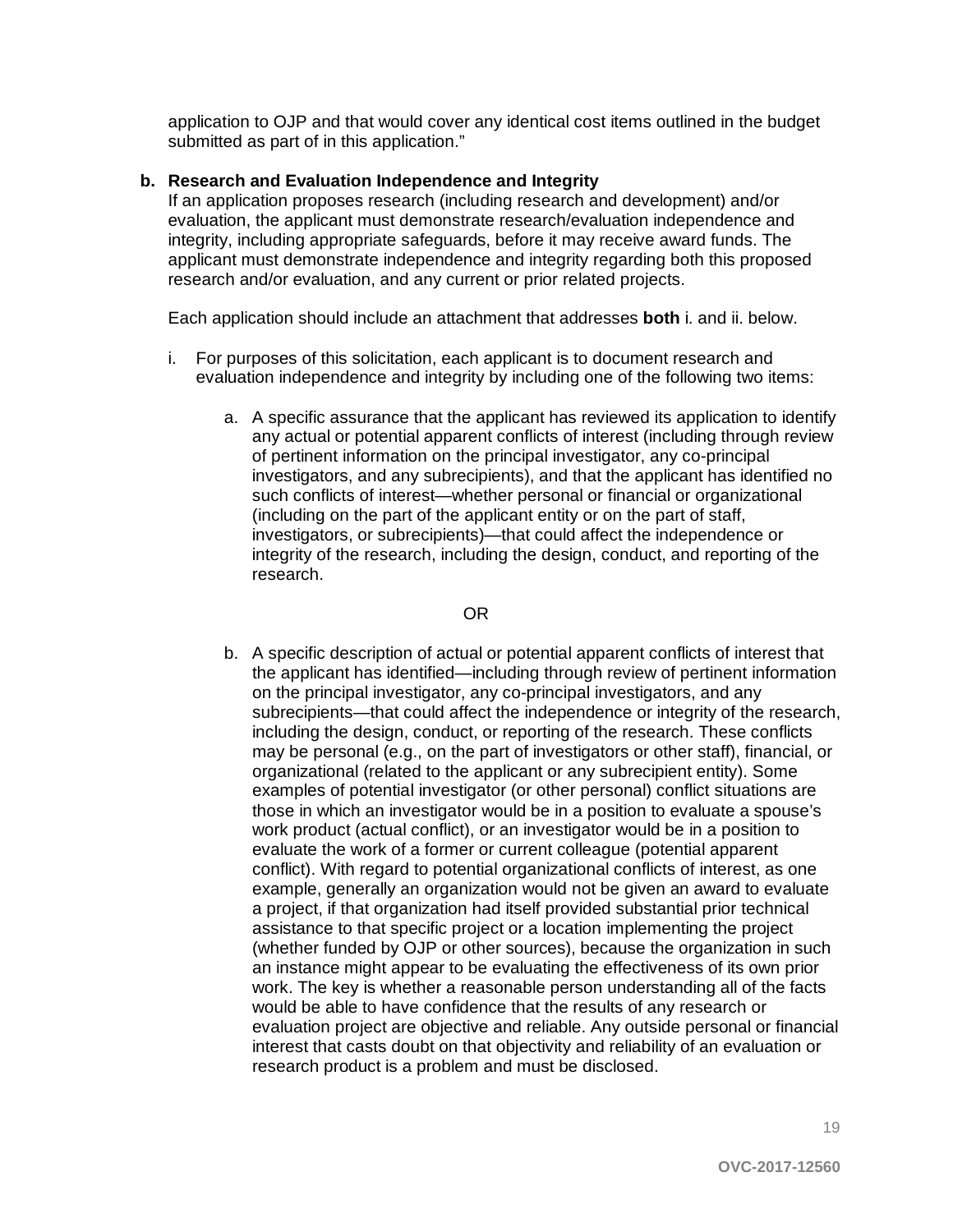application to OJP and that would cover any identical cost items outlined in the budget submitted as part of in this application."

**b. Research and Evaluation Independence and Integrity**

If an application proposes research (including research and development) and/or evaluation, the applicant must demonstrate research/evaluation independence and integrity, including appropriate safeguards, before it may receive award funds. The applicant must demonstrate independence and integrity regarding both this proposed research and/or evaluation, and any current or prior related projects.

Each application should include an attachment that addresses **both** i. and ii. below.

i. For purposes of this solicitation, each applicant is to document research and evaluation independence and integrity by including one of the following two items:

   a. A specific assurance that the applicant has reviewed its application to identify any actual or potential apparent conflicts of interest (including through review of pertinent information on the principal investigator, any co-principal investigators, and any subrecipients), and that the applicant has identified no such conflicts of interest—whether personal or financial or organizational (including on the part of the applicant entity or on the part of staff, investigators, or subrecipients)—that could affect the independence or integrity of the research, including the design, conduct, and reporting of the research.

   OR

   b. A specific description of actual or potential apparent conflicts of interest that the applicant has identified—including through review of pertinent information on the principal investigator, any co-principal investigators, and any subrecipients—that could affect the independence or integrity of the research, including the design, conduct, or reporting of the research. These conflicts may be personal (e.g., on the part of investigators or other staff), financial, or organizational (related to the applicant or any subrecipient entity). Some examples of potential investigator (or other personal) conflict situations are those in which an investigator would be in a position to evaluate a spouse's work product (actual conflict), or an investigator would be in a position to evaluate the work of a former or current colleague (potential apparent conflict). With regard to potential organizational conflicts of interest, as one example, generally an organization would not be given an award to evaluate a project, if that organization had itself provided substantial prior technical assistance to that specific project or a location implementing the project (whether funded by OJP or other sources), because the organization in such an instance might appear to be evaluating the effectiveness of its own prior work. The key is whether a reasonable person understanding all of the facts would be able to have confidence that the results of any research or evaluation project are objective and reliable. Any outside personal or financial interest that casts doubt on that objectivity and reliability of an evaluation or research product is a problem and must be disclosed.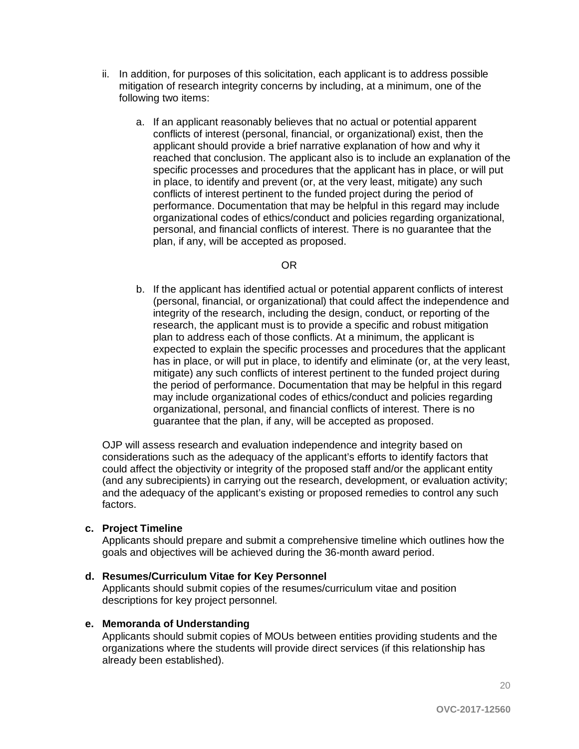ii. In addition, for purposes of this solicitation, each applicant is to address possible mitigation of research integrity concerns by including, at a minimum, one of the following two items:

   a. If an applicant reasonably believes that no actual or potential apparent conflicts of interest (personal, financial, or organizational) exist, then the applicant should provide a brief narrative explanation of how and why it reached that conclusion. The applicant also is to include an explanation of the specific processes and procedures that the applicant has in place, or will put in place, to identify and prevent (or, at the very least, mitigate) any such conflicts of interest pertinent to the funded project during the period of performance. Documentation that may be helpful in this regard may include organizational codes of ethics/conduct and policies regarding organizational, personal, and financial conflicts of interest. There is no guarantee that the plan, if any, will be accepted as proposed.

   OR

   b. If the applicant has identified actual or potential apparent conflicts of interest (personal, financial, or organizational) that could affect the independence and integrity of the research, including the design, conduct, or reporting of the research, the applicant must is to provide a specific and robust mitigation plan to address each of those conflicts. At a minimum, the applicant is expected to explain the specific processes and procedures that the applicant has in place, or will put in place, to identify and eliminate (or, at the very least, mitigate) any such conflicts of interest pertinent to the funded project during the period of performance. Documentation that may be helpful in this regard may include organizational codes of ethics/conduct and policies regarding organizational, personal, and financial conflicts of interest. There is no guarantee that the plan, if any, will be accepted as proposed.

OJP will assess research and evaluation independence and integrity based on considerations such as the adequacy of the applicant's efforts to identify factors that could affect the objectivity or integrity of the proposed staff and/or the applicant entity (and any subrecipients) in carrying out the research, development, or evaluation activity; and the adequacy of the applicant's existing or proposed remedies to control any such factors.

**c. Project Timeline**
Applicants should prepare and submit a comprehensive timeline which outlines how the goals and objectives will be achieved during the 36-month award period.

**d. Resumes/Curriculum Vitae for Key Personnel**
Applicants should submit copies of the resumes/curriculum vitae and position descriptions for key project personnel.

**e. Memoranda of Understanding**
Applicants should submit copies of MOUs between entities providing students and the organizations where the students will provide direct services (if this relationship has already been established).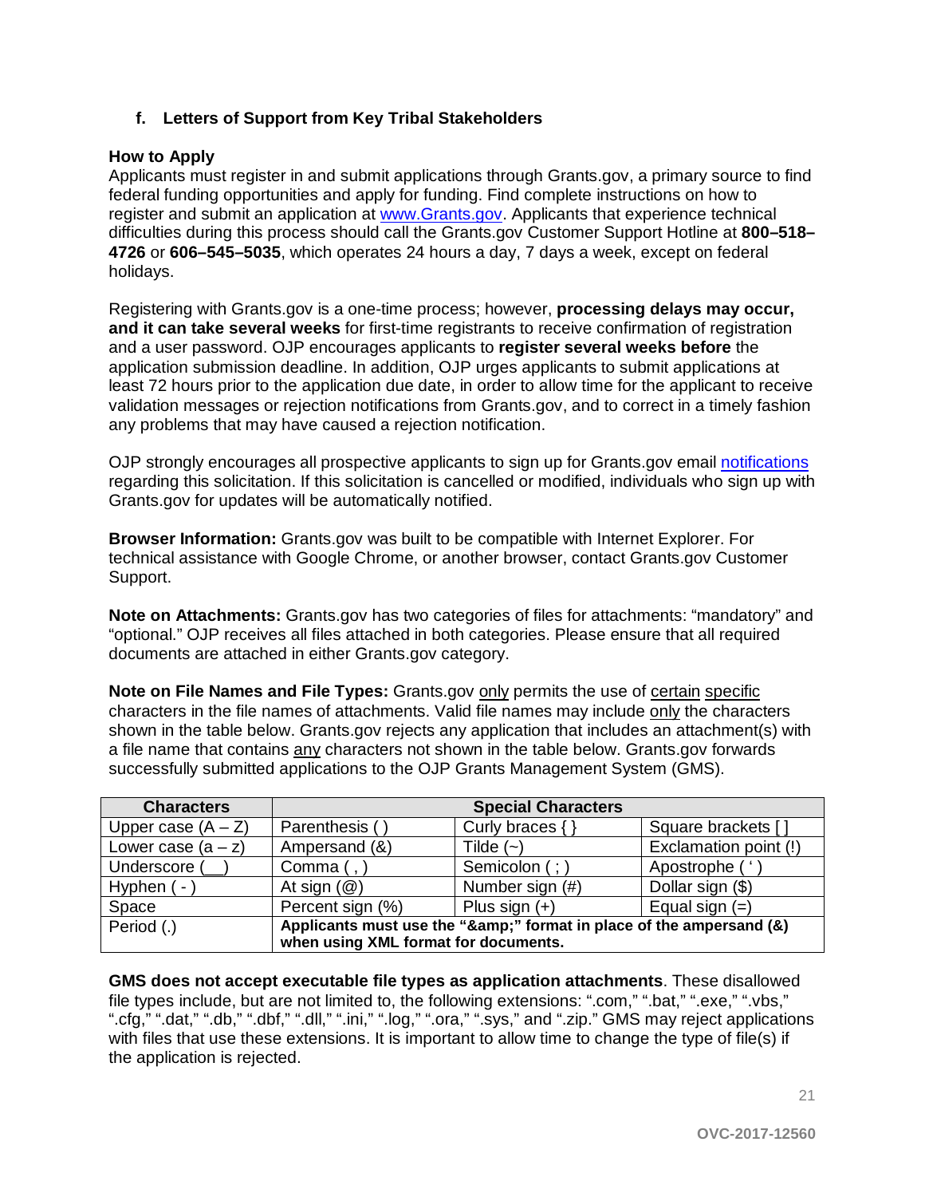**f. Letters of Support from Key Tribal Stakeholders**

**How to Apply**

Applicants must register in and submit applications through Grants.gov, a primary source to find federal funding opportunities and apply for funding. Find complete instructions on how to register and submit an application at [www.Grants.gov](http://www.Grants.gov). Applicants that experience technical difficulties during this process should call the Grants.gov Customer Support Hotline at **800–518–4726** or **606–545–5035**, which operates 24 hours a day, 7 days a week, except on federal holidays.

Registering with Grants.gov is a one-time process; however, **processing delays may occur, and it can take several weeks** for first-time registrants to receive confirmation of registration and a user password. OJP encourages applicants to **register several weeks before** the application submission deadline. In addition, OJP urges applicants to submit applications at least 72 hours prior to the application due date, in order to allow time for the applicant to receive validation messages or rejection notifications from Grants.gov, and to correct in a timely fashion any problems that may have caused a rejection notification.

OJP strongly encourages all prospective applicants to sign up for Grants.gov email notifications regarding this solicitation. If this solicitation is cancelled or modified, individuals who sign up with Grants.gov for updates will be automatically notified.

**Browser Information:** Grants.gov was built to be compatible with Internet Explorer. For technical assistance with Google Chrome, or another browser, contact Grants.gov Customer Support.

**Note on Attachments:** Grants.gov has two categories of files for attachments: "mandatory" and "optional." OJP receives all files attached in both categories. Please ensure that all required documents are attached in either Grants.gov category.

**Note on File Names and File Types:** Grants.gov only permits the use of certain specific characters in the file names of attachments. Valid file names may include only the characters shown in the table below. Grants.gov rejects any application that includes an attachment(s) with a file name that contains any characters not shown in the table below. Grants.gov forwards successfully submitted applications to the OJP Grants Management System (GMS).

| Characters | Special Characters | | |
|---|---|---|---|
| Upper case (A – Z) | Parenthesis ( ) | Curly braces { } | Square brackets [ ] |
| Lower case (a – z) | Ampersand (&) | Tilde (~) | Exclamation point (!) |
| Underscore (__) | Comma ( , ) | Semicolon ( ; ) | Apostrophe ( ' ) |
| Hyphen ( - ) | At sign (@) | Number sign (#) | Dollar sign ($) |
| Space | Percent sign (%) | Plus sign (+) | Equal sign (=) |
| Period (.) | **Applicants must use the "&amp;" format in place of the ampersand (&) when using XML format for documents.** | | |

**GMS does not accept executable file types as application attachments**. These disallowed file types include, but are not limited to, the following extensions: ".com," ".bat," ".exe," ".vbs," ".cfg," ".dat," ".db," ".dbf," ".dll," ".ini," ".log," ".ora," ".sys," and ".zip." GMS may reject applications with files that use these extensions. It is important to allow time to change the type of file(s) if the application is rejected.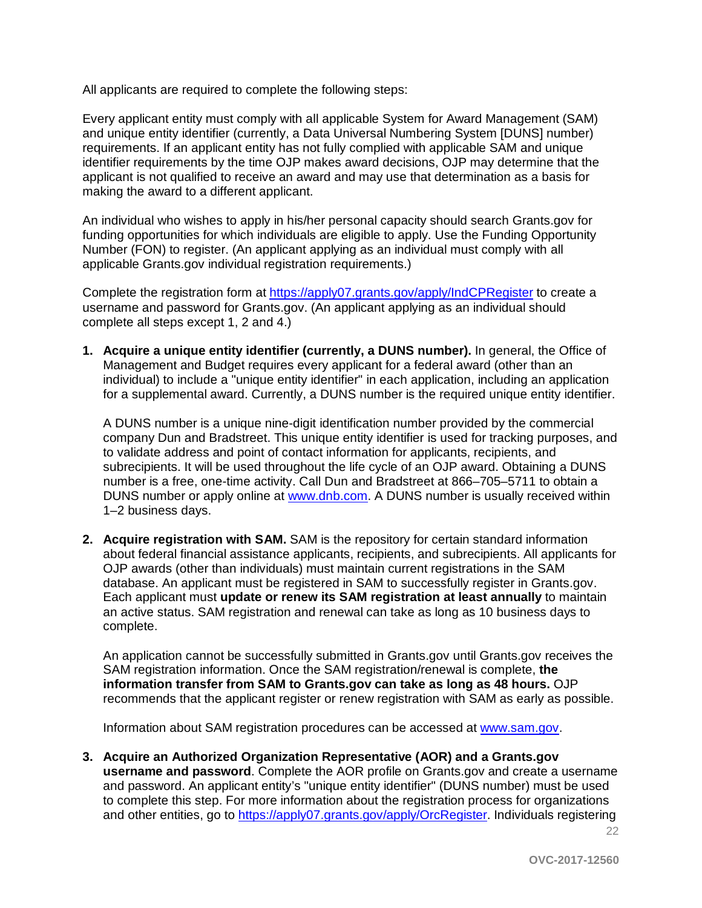All applicants are required to complete the following steps:

Every applicant entity must comply with all applicable System for Award Management (SAM) and unique entity identifier (currently, a Data Universal Numbering System [DUNS] number) requirements. If an applicant entity has not fully complied with applicable SAM and unique identifier requirements by the time OJP makes award decisions, OJP may determine that the applicant is not qualified to receive an award and may use that determination as a basis for making the award to a different applicant.

An individual who wishes to apply in his/her personal capacity should search Grants.gov for funding opportunities for which individuals are eligible to apply. Use the Funding Opportunity Number (FON) to register. (An applicant applying as an individual must comply with all applicable Grants.gov individual registration requirements.)

Complete the registration form at https://apply07.grants.gov/apply/IndCPRegister to create a username and password for Grants.gov. (An applicant applying as an individual should complete all steps except 1, 2 and 4.)

1. **Acquire a unique entity identifier (currently, a DUNS number).** In general, the Office of Management and Budget requires every applicant for a federal award (other than an individual) to include a "unique entity identifier" in each application, including an application for a supplemental award. Currently, a DUNS number is the required unique entity identifier.

   A DUNS number is a unique nine-digit identification number provided by the commercial company Dun and Bradstreet. This unique entity identifier is used for tracking purposes, and to validate address and point of contact information for applicants, recipients, and subrecipients. It will be used throughout the life cycle of an OJP award. Obtaining a DUNS number is a free, one-time activity. Call Dun and Bradstreet at 866–705–5711 to obtain a DUNS number or apply online at www.dnb.com. A DUNS number is usually received within 1–2 business days.

2. **Acquire registration with SAM.** SAM is the repository for certain standard information about federal financial assistance applicants, recipients, and subrecipients. All applicants for OJP awards (other than individuals) must maintain current registrations in the SAM database. An applicant must be registered in SAM to successfully register in Grants.gov. Each applicant must **update or renew its SAM registration at least annually** to maintain an active status. SAM registration and renewal can take as long as 10 business days to complete.

   An application cannot be successfully submitted in Grants.gov until Grants.gov receives the SAM registration information. Once the SAM registration/renewal is complete, **the information transfer from SAM to Grants.gov can take as long as 48 hours.** OJP recommends that the applicant register or renew registration with SAM as early as possible.

   Information about SAM registration procedures can be accessed at www.sam.gov.

3. **Acquire an Authorized Organization Representative (AOR) and a Grants.gov username and password**. Complete the AOR profile on Grants.gov and create a username and password. An applicant entity's "unique entity identifier" (DUNS number) must be used to complete this step. For more information about the registration process for organizations and other entities, go to https://apply07.grants.gov/apply/OrcRegister. Individuals registering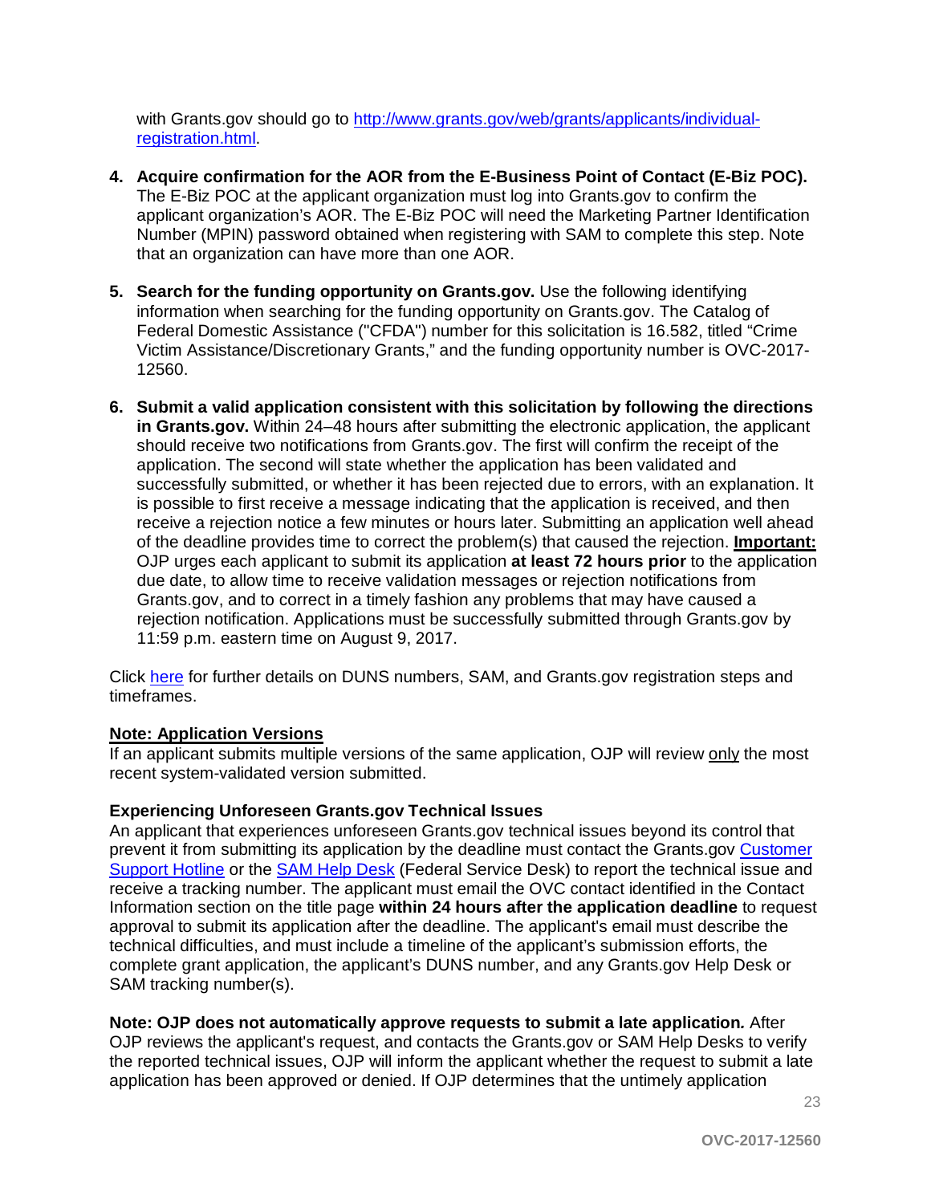with Grants.gov should go to [http://www.grants.gov/web/grants/applicants/individual-registration.html](http://www.grants.gov/web/grants/applicants/individual-registration.html).

4. **Acquire confirmation for the AOR from the E-Business Point of Contact (E-Biz POC).** The E-Biz POC at the applicant organization must log into Grants.gov to confirm the applicant organization's AOR. The E-Biz POC will need the Marketing Partner Identification Number (MPIN) password obtained when registering with SAM to complete this step. Note that an organization can have more than one AOR.

5. **Search for the funding opportunity on Grants.gov.** Use the following identifying information when searching for the funding opportunity on Grants.gov. The Catalog of Federal Domestic Assistance ("CFDA") number for this solicitation is 16.582, titled "Crime Victim Assistance/Discretionary Grants," and the funding opportunity number is OVC-2017-12560.

6. **Submit a valid application consistent with this solicitation by following the directions in Grants.gov.** Within 24–48 hours after submitting the electronic application, the applicant should receive two notifications from Grants.gov. The first will confirm the receipt of the application. The second will state whether the application has been validated and successfully submitted, or whether it has been rejected due to errors, with an explanation. It is possible to first receive a message indicating that the application is received, and then receive a rejection notice a few minutes or hours later. Submitting an application well ahead of the deadline provides time to correct the problem(s) that caused the rejection. **Important:** OJP urges each applicant to submit its application **at least 72 hours prior** to the application due date, to allow time to receive validation messages or rejection notifications from Grants.gov, and to correct in a timely fashion any problems that may have caused a rejection notification. Applications must be successfully submitted through Grants.gov by 11:59 p.m. eastern time on August 9, 2017.

Click here for further details on DUNS numbers, SAM, and Grants.gov registration steps and timeframes.

**Note: Application Versions**

If an applicant submits multiple versions of the same application, OJP will review only the most recent system-validated version submitted.

**Experiencing Unforeseen Grants.gov Technical Issues**

An applicant that experiences unforeseen Grants.gov technical issues beyond its control that prevent it from submitting its application by the deadline must contact the Grants.gov Customer Support Hotline or the SAM Help Desk (Federal Service Desk) to report the technical issue and receive a tracking number. The applicant must email the OVC contact identified in the Contact Information section on the title page **within 24 hours after the application deadline** to request approval to submit its application after the deadline. The applicant's email must describe the technical difficulties, and must include a timeline of the applicant's submission efforts, the complete grant application, the applicant's DUNS number, and any Grants.gov Help Desk or SAM tracking number(s).

**Note: OJP does not automatically approve requests to submit a late application.** After OJP reviews the applicant's request, and contacts the Grants.gov or SAM Help Desks to verify the reported technical issues, OJP will inform the applicant whether the request to submit a late application has been approved or denied. If OJP determines that the untimely application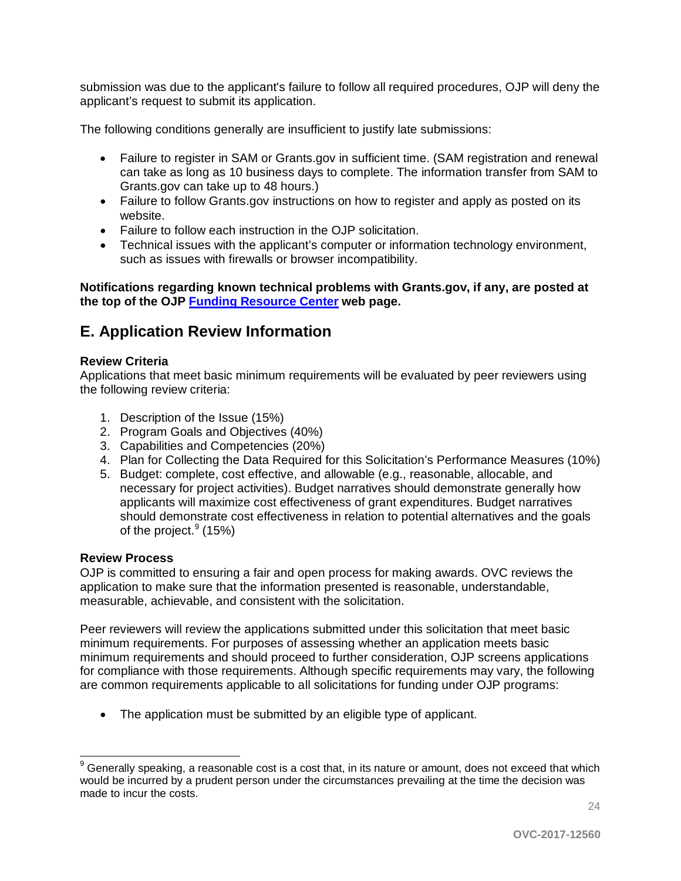submission was due to the applicant's failure to follow all required procedures, OJP will deny the applicant's request to submit its application.

The following conditions generally are insufficient to justify late submissions:

- Failure to register in SAM or Grants.gov in sufficient time. (SAM registration and renewal can take as long as 10 business days to complete. The information transfer from SAM to Grants.gov can take up to 48 hours.)
- Failure to follow Grants.gov instructions on how to register and apply as posted on its website.
- Failure to follow each instruction in the OJP solicitation.
- Technical issues with the applicant's computer or information technology environment, such as issues with firewalls or browser incompatibility.

**Notifications regarding known technical problems with Grants.gov, if any, are posted at the top of the OJP [Funding Resource Center] web page.**

## E. Application Review Information

**Review Criteria**

Applications that meet basic minimum requirements will be evaluated by peer reviewers using the following review criteria:

1. Description of the Issue (15%)
2. Program Goals and Objectives (40%)
3. Capabilities and Competencies (20%)
4. Plan for Collecting the Data Required for this Solicitation's Performance Measures (10%)
5. Budget: complete, cost effective, and allowable (e.g., reasonable, allocable, and necessary for project activities). Budget narratives should demonstrate generally how applicants will maximize cost effectiveness of grant expenditures. Budget narratives should demonstrate cost effectiveness in relation to potential alternatives and the goals of the project.[9] (15%)

**Review Process**

OJP is committed to ensuring a fair and open process for making awards. OVC reviews the application to make sure that the information presented is reasonable, understandable, measurable, achievable, and consistent with the solicitation.

Peer reviewers will review the applications submitted under this solicitation that meet basic minimum requirements. For purposes of assessing whether an application meets basic minimum requirements and should proceed to further consideration, OJP screens applications for compliance with those requirements. Although specific requirements may vary, the following are common requirements applicable to all solicitations for funding under OJP programs:

- The application must be submitted by an eligible type of applicant.

---

[9] Generally speaking, a reasonable cost is a cost that, in its nature or amount, does not exceed that which would be incurred by a prudent person under the circumstances prevailing at the time the decision was made to incur the costs.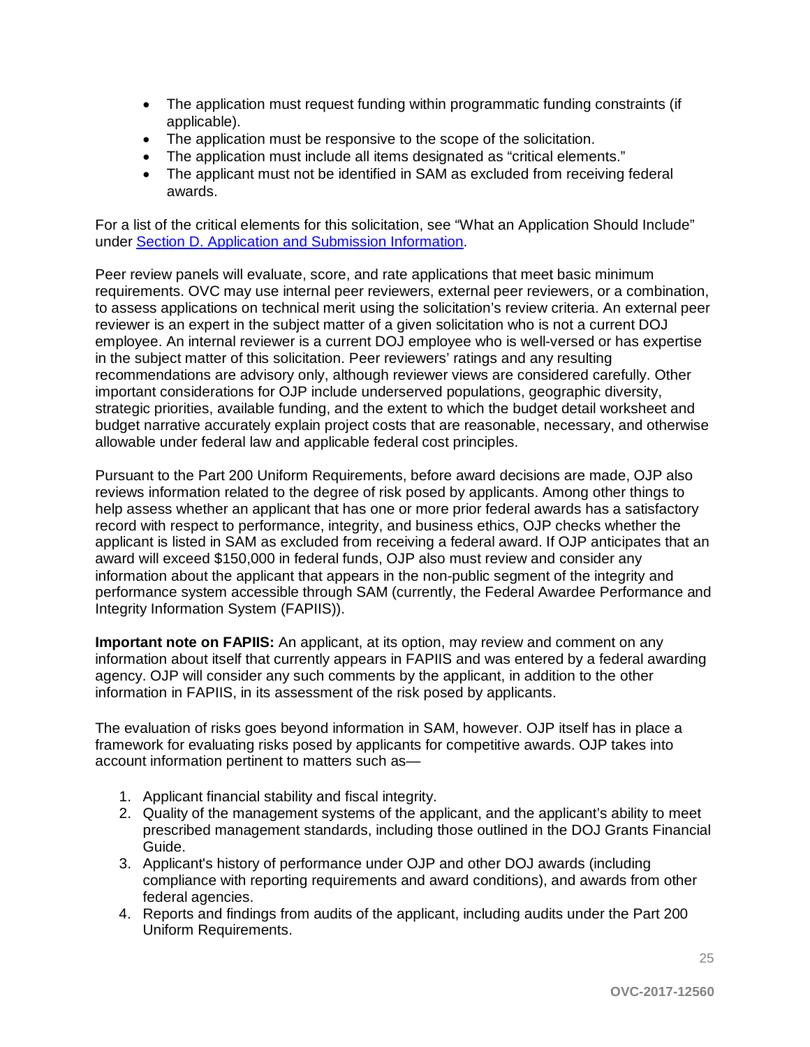- The application must request funding within programmatic funding constraints (if applicable).
- The application must be responsive to the scope of the solicitation.
- The application must include all items designated as "critical elements."
- The applicant must not be identified in SAM as excluded from receiving federal awards.

For a list of the critical elements for this solicitation, see "What an Application Should Include" under [Section D. Application and Submission Information](#).

Peer review panels will evaluate, score, and rate applications that meet basic minimum requirements. OVC may use internal peer reviewers, external peer reviewers, or a combination, to assess applications on technical merit using the solicitation's review criteria. An external peer reviewer is an expert in the subject matter of a given solicitation who is not a current DOJ employee. An internal reviewer is a current DOJ employee who is well-versed or has expertise in the subject matter of this solicitation. Peer reviewers' ratings and any resulting recommendations are advisory only, although reviewer views are considered carefully. Other important considerations for OJP include underserved populations, geographic diversity, strategic priorities, available funding, and the extent to which the budget detail worksheet and budget narrative accurately explain project costs that are reasonable, necessary, and otherwise allowable under federal law and applicable federal cost principles.

Pursuant to the Part 200 Uniform Requirements, before award decisions are made, OJP also reviews information related to the degree of risk posed by applicants. Among other things to help assess whether an applicant that has one or more prior federal awards has a satisfactory record with respect to performance, integrity, and business ethics, OJP checks whether the applicant is listed in SAM as excluded from receiving a federal award. If OJP anticipates that an award will exceed $150,000 in federal funds, OJP also must review and consider any information about the applicant that appears in the non-public segment of the integrity and performance system accessible through SAM (currently, the Federal Awardee Performance and Integrity Information System (FAPIIS)).

**Important note on FAPIIS:** An applicant, at its option, may review and comment on any information about itself that currently appears in FAPIIS and was entered by a federal awarding agency. OJP will consider any such comments by the applicant, in addition to the other information in FAPIIS, in its assessment of the risk posed by applicants.

The evaluation of risks goes beyond information in SAM, however. OJP itself has in place a framework for evaluating risks posed by applicants for competitive awards. OJP takes into account information pertinent to matters such as—

1. Applicant financial stability and fiscal integrity.
2. Quality of the management systems of the applicant, and the applicant's ability to meet prescribed management standards, including those outlined in the DOJ Grants Financial Guide.
3. Applicant's history of performance under OJP and other DOJ awards (including compliance with reporting requirements and award conditions), and awards from other federal agencies.
4. Reports and findings from audits of the applicant, including audits under the Part 200 Uniform Requirements.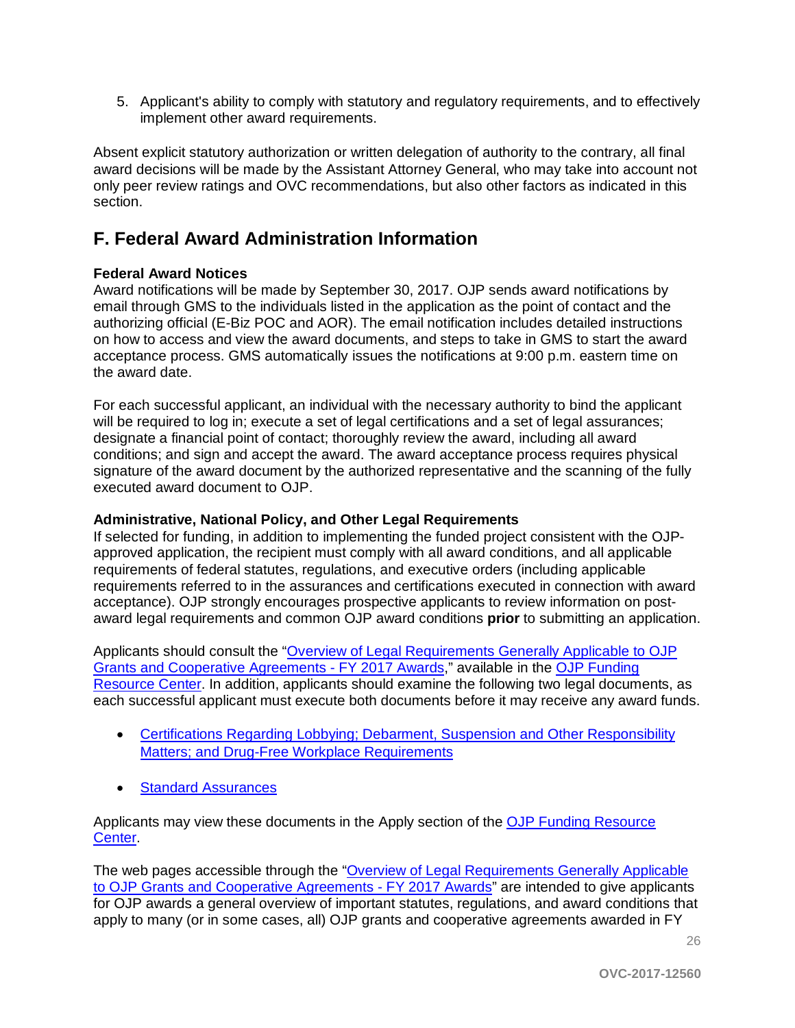5. Applicant's ability to comply with statutory and regulatory requirements, and to effectively implement other award requirements.

Absent explicit statutory authorization or written delegation of authority to the contrary, all final award decisions will be made by the Assistant Attorney General, who may take into account not only peer review ratings and OVC recommendations, but also other factors as indicated in this section.

## F. Federal Award Administration Information

**Federal Award Notices**

Award notifications will be made by September 30, 2017. OJP sends award notifications by email through GMS to the individuals listed in the application as the point of contact and the authorizing official (E-Biz POC and AOR). The email notification includes detailed instructions on how to access and view the award documents, and steps to take in GMS to start the award acceptance process. GMS automatically issues the notifications at 9:00 p.m. eastern time on the award date.

For each successful applicant, an individual with the necessary authority to bind the applicant will be required to log in; execute a set of legal certifications and a set of legal assurances; designate a financial point of contact; thoroughly review the award, including all award conditions; and sign and accept the award. The award acceptance process requires physical signature of the award document by the authorized representative and the scanning of the fully executed award document to OJP.

**Administrative, National Policy, and Other Legal Requirements**

If selected for funding, in addition to implementing the funded project consistent with the OJP-approved application, the recipient must comply with all award conditions, and all applicable requirements of federal statutes, regulations, and executive orders (including applicable requirements referred to in the assurances and certifications executed in connection with award acceptance). OJP strongly encourages prospective applicants to review information on post-award legal requirements and common OJP award conditions **prior** to submitting an application.

Applicants should consult the "Overview of Legal Requirements Generally Applicable to OJP Grants and Cooperative Agreements - FY 2017 Awards," available in the OJP Funding Resource Center. In addition, applicants should examine the following two legal documents, as each successful applicant must execute both documents before it may receive any award funds.

- Certifications Regarding Lobbying; Debarment, Suspension and Other Responsibility Matters; and Drug-Free Workplace Requirements
- Standard Assurances

Applicants may view these documents in the Apply section of the OJP Funding Resource Center.

The web pages accessible through the "Overview of Legal Requirements Generally Applicable to OJP Grants and Cooperative Agreements - FY 2017 Awards" are intended to give applicants for OJP awards a general overview of important statutes, regulations, and award conditions that apply to many (or in some cases, all) OJP grants and cooperative agreements awarded in FY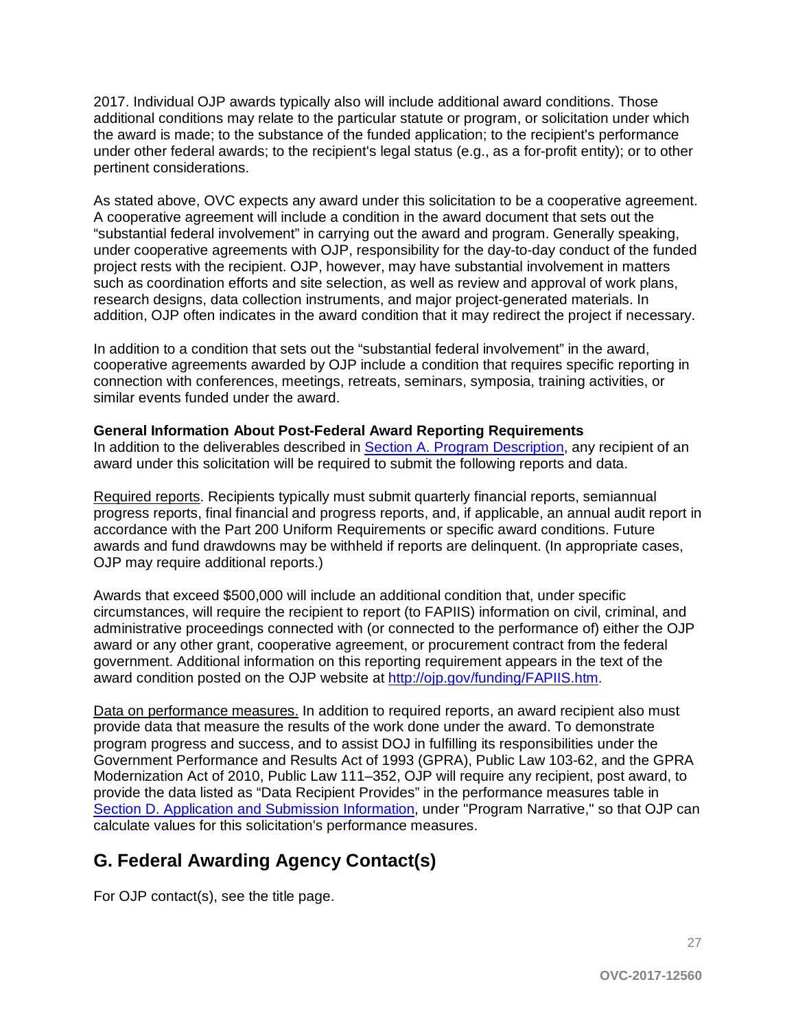2017. Individual OJP awards typically also will include additional award conditions. Those additional conditions may relate to the particular statute or program, or solicitation under which the award is made; to the substance of the funded application; to the recipient's performance under other federal awards; to the recipient's legal status (e.g., as a for-profit entity); or to other pertinent considerations.

As stated above, OVC expects any award under this solicitation to be a cooperative agreement. A cooperative agreement will include a condition in the award document that sets out the "substantial federal involvement" in carrying out the award and program. Generally speaking, under cooperative agreements with OJP, responsibility for the day-to-day conduct of the funded project rests with the recipient. OJP, however, may have substantial involvement in matters such as coordination efforts and site selection, as well as review and approval of work plans, research designs, data collection instruments, and major project-generated materials. In addition, OJP often indicates in the award condition that it may redirect the project if necessary.

In addition to a condition that sets out the "substantial federal involvement" in the award, cooperative agreements awarded by OJP include a condition that requires specific reporting in connection with conferences, meetings, retreats, seminars, symposia, training activities, or similar events funded under the award.

**General Information About Post-Federal Award Reporting Requirements**
In addition to the deliverables described in Section A. Program Description, any recipient of an award under this solicitation will be required to submit the following reports and data.

Required reports. Recipients typically must submit quarterly financial reports, semiannual progress reports, final financial and progress reports, and, if applicable, an annual audit report in accordance with the Part 200 Uniform Requirements or specific award conditions. Future awards and fund drawdowns may be withheld if reports are delinquent. (In appropriate cases, OJP may require additional reports.)

Awards that exceed $500,000 will include an additional condition that, under specific circumstances, will require the recipient to report (to FAPIIS) information on civil, criminal, and administrative proceedings connected with (or connected to the performance of) either the OJP award or any other grant, cooperative agreement, or procurement contract from the federal government. Additional information on this reporting requirement appears in the text of the award condition posted on the OJP website at http://ojp.gov/funding/FAPIIS.htm.

Data on performance measures. In addition to required reports, an award recipient also must provide data that measure the results of the work done under the award. To demonstrate program progress and success, and to assist DOJ in fulfilling its responsibilities under the Government Performance and Results Act of 1993 (GPRA), Public Law 103-62, and the GPRA Modernization Act of 2010, Public Law 111–352, OJP will require any recipient, post award, to provide the data listed as "Data Recipient Provides" in the performance measures table in Section D. Application and Submission Information, under "Program Narrative," so that OJP can calculate values for this solicitation's performance measures.

## G. Federal Awarding Agency Contact(s)

For OJP contact(s), see the title page.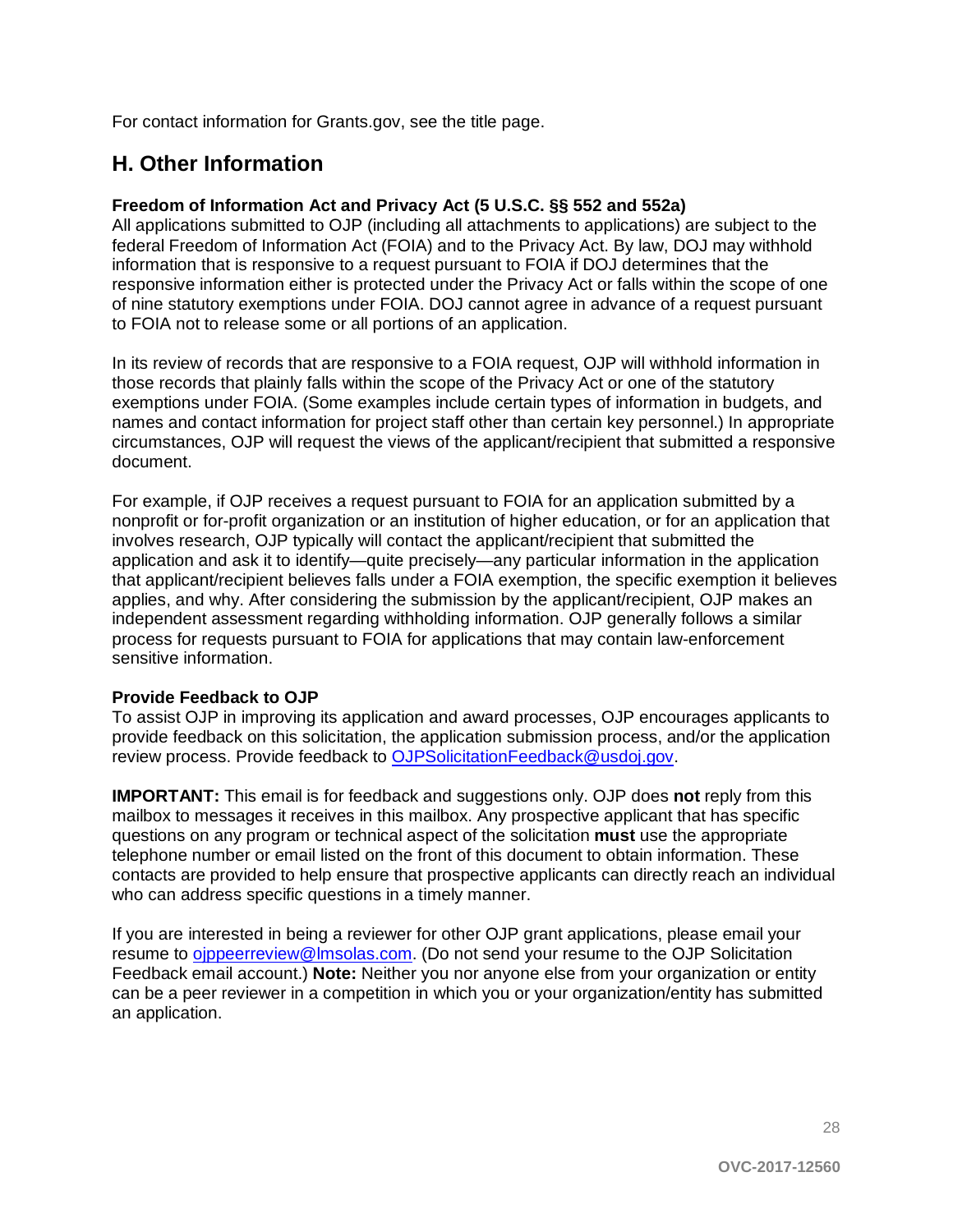For contact information for Grants.gov, see the title page.

## H. Other Information

**Freedom of Information Act and Privacy Act (5 U.S.C. §§ 552 and 552a)**
All applications submitted to OJP (including all attachments to applications) are subject to the federal Freedom of Information Act (FOIA) and to the Privacy Act. By law, DOJ may withhold information that is responsive to a request pursuant to FOIA if DOJ determines that the responsive information either is protected under the Privacy Act or falls within the scope of one of nine statutory exemptions under FOIA. DOJ cannot agree in advance of a request pursuant to FOIA not to release some or all portions of an application.

In its review of records that are responsive to a FOIA request, OJP will withhold information in those records that plainly falls within the scope of the Privacy Act or one of the statutory exemptions under FOIA. (Some examples include certain types of information in budgets, and names and contact information for project staff other than certain key personnel.) In appropriate circumstances, OJP will request the views of the applicant/recipient that submitted a responsive document.

For example, if OJP receives a request pursuant to FOIA for an application submitted by a nonprofit or for-profit organization or an institution of higher education, or for an application that involves research, OJP typically will contact the applicant/recipient that submitted the application and ask it to identify—quite precisely—any particular information in the application that applicant/recipient believes falls under a FOIA exemption, the specific exemption it believes applies, and why. After considering the submission by the applicant/recipient, OJP makes an independent assessment regarding withholding information. OJP generally follows a similar process for requests pursuant to FOIA for applications that may contain law-enforcement sensitive information.

**Provide Feedback to OJP**
To assist OJP in improving its application and award processes, OJP encourages applicants to provide feedback on this solicitation, the application submission process, and/or the application review process. Provide feedback to OJPSolicitationFeedback@usdoj.gov.

**IMPORTANT:** This email is for feedback and suggestions only. OJP does **not** reply from this mailbox to messages it receives in this mailbox. Any prospective applicant that has specific questions on any program or technical aspect of the solicitation **must** use the appropriate telephone number or email listed on the front of this document to obtain information. These contacts are provided to help ensure that prospective applicants can directly reach an individual who can address specific questions in a timely manner.

If you are interested in being a reviewer for other OJP grant applications, please email your resume to ojppeerreview@lmsolas.com. (Do not send your resume to the OJP Solicitation Feedback email account.) **Note:** Neither you nor anyone else from your organization or entity can be a peer reviewer in a competition in which you or your organization/entity has submitted an application.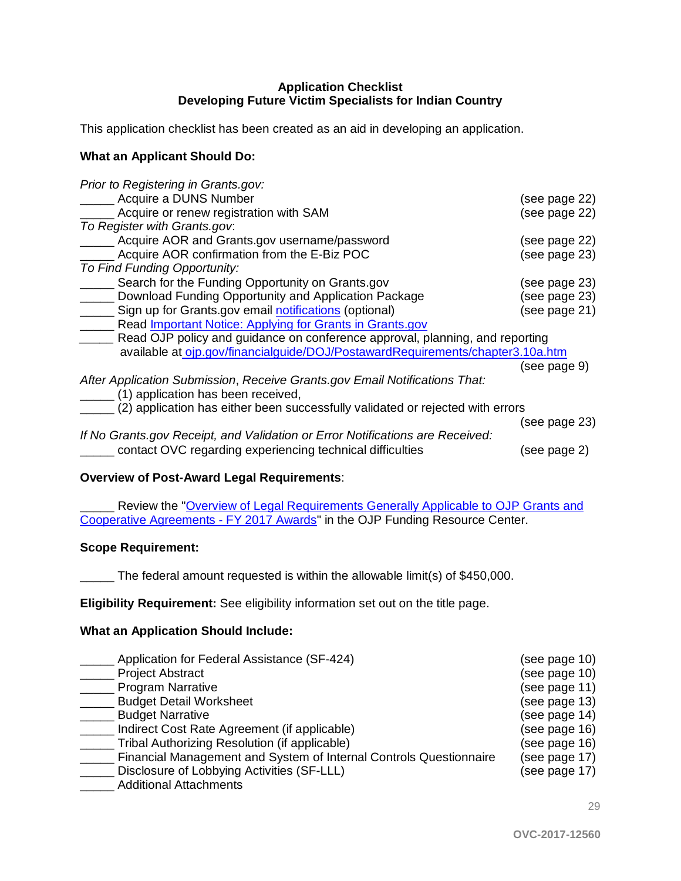**Application Checklist**
**Developing Future Victim Specialists for Indian Country**

This application checklist has been created as an aid in developing an application.

**What an Applicant Should Do:**

*Prior to Registering in Grants.gov:*
_____ Acquire a DUNS Number (see page 22)
_____ Acquire or renew registration with SAM (see page 22)
*To Register with Grants.gov*:
_____ Acquire AOR and Grants.gov username/password (see page 22)
_____ Acquire AOR confirmation from the E-Biz POC (see page 23)
*To Find Funding Opportunity:*
_____ Search for the Funding Opportunity on Grants.gov (see page 23)
_____ Download Funding Opportunity and Application Package (see page 23)
_____ Sign up for Grants.gov email notifications (optional) (see page 21)
_____ Read Important Notice: Applying for Grants in Grants.gov
_____ Read OJP policy and guidance on conference approval, planning, and reporting available at ojp.gov/financialguide/DOJ/PostawardRequirements/chapter3.10a.htm (see page 9)
*After Application Submission, Receive Grants.gov Email Notifications That:*
_____ (1) application has been received,
_____ (2) application has either been successfully validated or rejected with errors (see page 23)
*If No Grants.gov Receipt, and Validation or Error Notifications are Received:*
_____ contact OVC regarding experiencing technical difficulties (see page 2)

**Overview of Post-Award Legal Requirements**:

_____ Review the "Overview of Legal Requirements Generally Applicable to OJP Grants and Cooperative Agreements - FY 2017 Awards" in the OJP Funding Resource Center.

**Scope Requirement:**

_____ The federal amount requested is within the allowable limit(s) of $450,000.

**Eligibility Requirement:** See eligibility information set out on the title page.

**What an Application Should Include:**

_____ Application for Federal Assistance (SF-424) (see page 10)
_____ Project Abstract (see page 10)
_____ Program Narrative (see page 11)
_____ Budget Detail Worksheet (see page 13)
_____ Budget Narrative (see page 14)
_____ Indirect Cost Rate Agreement (if applicable) (see page 16)
_____ Tribal Authorizing Resolution (if applicable) (see page 16)
_____ Financial Management and System of Internal Controls Questionnaire (see page 17)
_____ Disclosure of Lobbying Activities (SF-LLL) (see page 17)
_____ Additional Attachments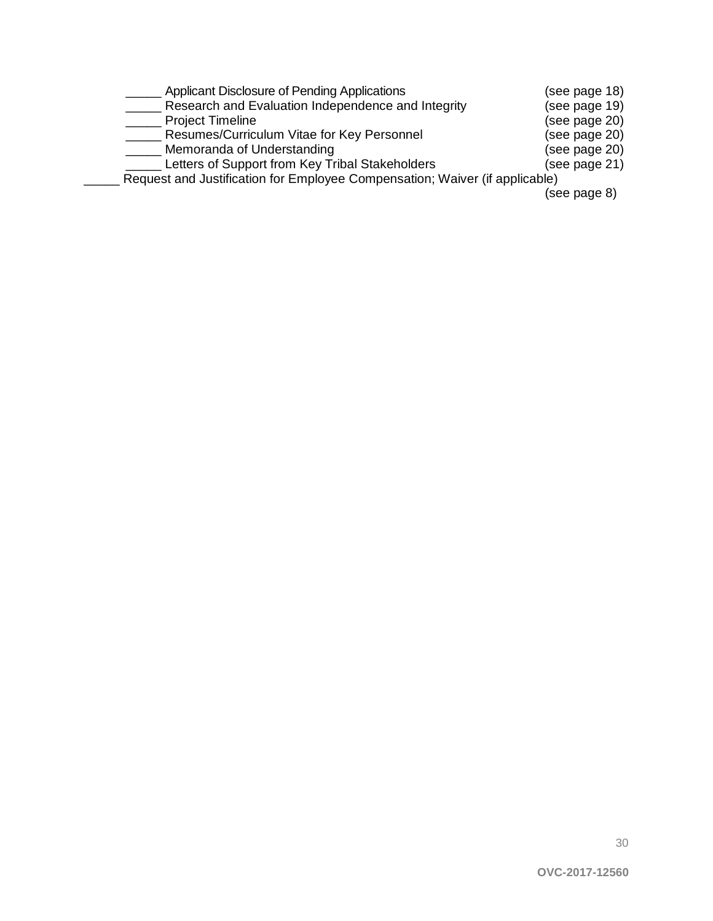_____ Applicant Disclosure of Pending Applications (see page 18)
_____ Research and Evaluation Independence and Integrity (see page 19)
_____ Project Timeline (see page 20)
_____ Resumes/Curriculum Vitae for Key Personnel (see page 20)
_____ Memoranda of Understanding (see page 20)
_____ Letters of Support from Key Tribal Stakeholders (see page 21)

_____ Request and Justification for Employee Compensation; Waiver (if applicable) (see page 8)